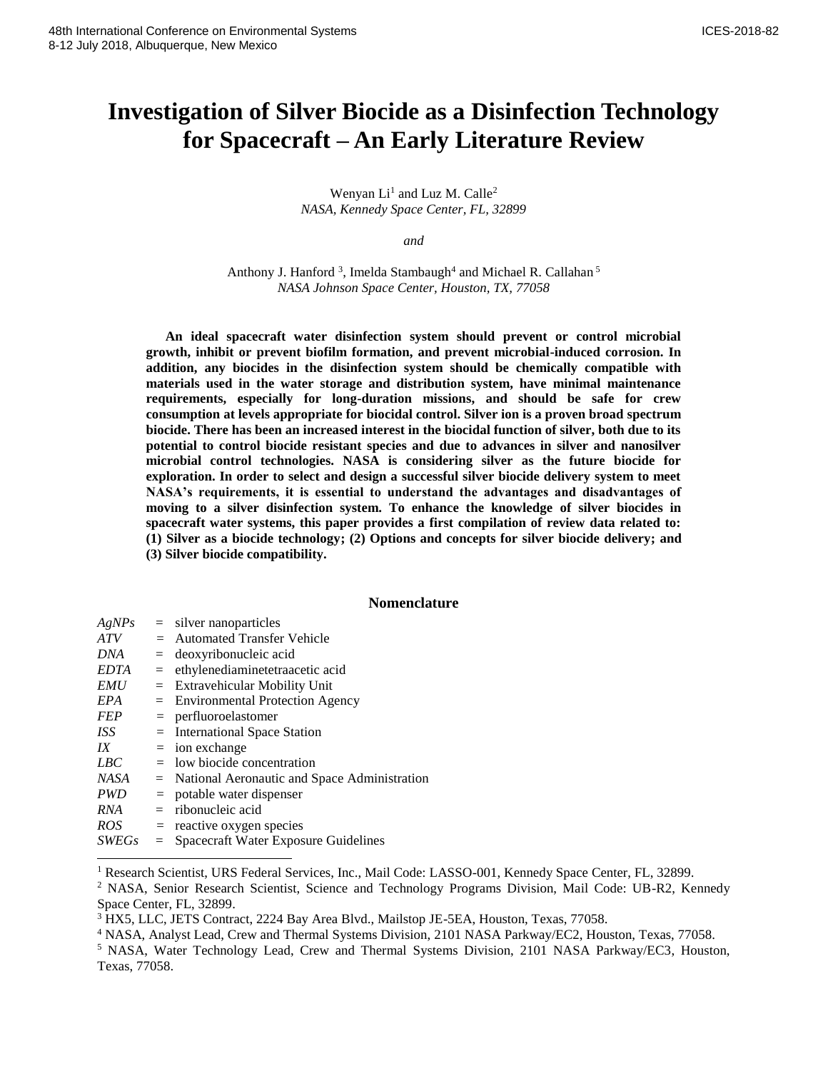# Investigation of Silver Biocide as a Disinfection Technology for Spacecraft – An Early Literature Review

Wenyan Li[1] and Luz M. Calle[2]
*NASA, Kennedy Space Center, FL, 32899*

*and*

Anthony J. Hanford [3], Imelda Stambaugh[4] and Michael R. Callahan [5]
*NASA Johnson Space Center, Houston, TX, 77058*

**An ideal spacecraft water disinfection system should prevent or control microbial growth, inhibit or prevent biofilm formation, and prevent microbial-induced corrosion. In addition, any biocides in the disinfection system should be chemically compatible with materials used in the water storage and distribution system, have minimal maintenance requirements, especially for long-duration missions, and should be safe for crew consumption at levels appropriate for biocidal control. Silver ion is a proven broad spectrum biocide. There has been an increased interest in the biocidal function of silver, both due to its potential to control biocide resistant species and due to advances in silver and nanosilver microbial control technologies. NASA is considering silver as the future biocide for exploration. In order to select and design a successful silver biocide delivery system to meet NASA's requirements, it is essential to understand the advantages and disadvantages of moving to a silver disinfection system. To enhance the knowledge of silver biocides in spacecraft water systems, this paper provides a first compilation of review data related to: (1) Silver as a biocide technology; (2) Options and concepts for silver biocide delivery; and (3) Silver biocide compatibility.**

## Nomenclature

| | | |
|---|---|---|
| *AgNPs* | = | silver nanoparticles |
| *ATV* | = | Automated Transfer Vehicle |
| *DNA* | = | deoxyribonucleic acid |
| *EDTA* | = | ethylenediaminetetraacetic acid |
| *EMU* | = | Extravehicular Mobility Unit |
| *EPA* | = | Environmental Protection Agency |
| *FEP* | = | perfluoroelastomer |
| *ISS* | = | International Space Station |
| *IX* | = | ion exchange |
| *LBC* | = | low biocide concentration |
| *NASA* | = | National Aeronautic and Space Administration |
| *PWD* | = | potable water dispenser |
| *RNA* | = | ribonucleic acid |
| *ROS* | = | reactive oxygen species |
| *SWEGs* | = | Spacecraft Water Exposure Guidelines |

---

[1] Research Scientist, URS Federal Services, Inc., Mail Code: LASSO-001, Kennedy Space Center, FL, 32899.

[2] NASA, Senior Research Scientist, Science and Technology Programs Division, Mail Code: UB-R2, Kennedy Space Center, FL, 32899.

[3] HX5, LLC, JETS Contract, 2224 Bay Area Blvd., Mailstop JE-5EA, Houston, Texas, 77058.

[4] NASA, Analyst Lead, Crew and Thermal Systems Division, 2101 NASA Parkway/EC2, Houston, Texas, 77058.

[5] NASA, Water Technology Lead, Crew and Thermal Systems Division, 2101 NASA Parkway/EC3, Houston, Texas, 77058.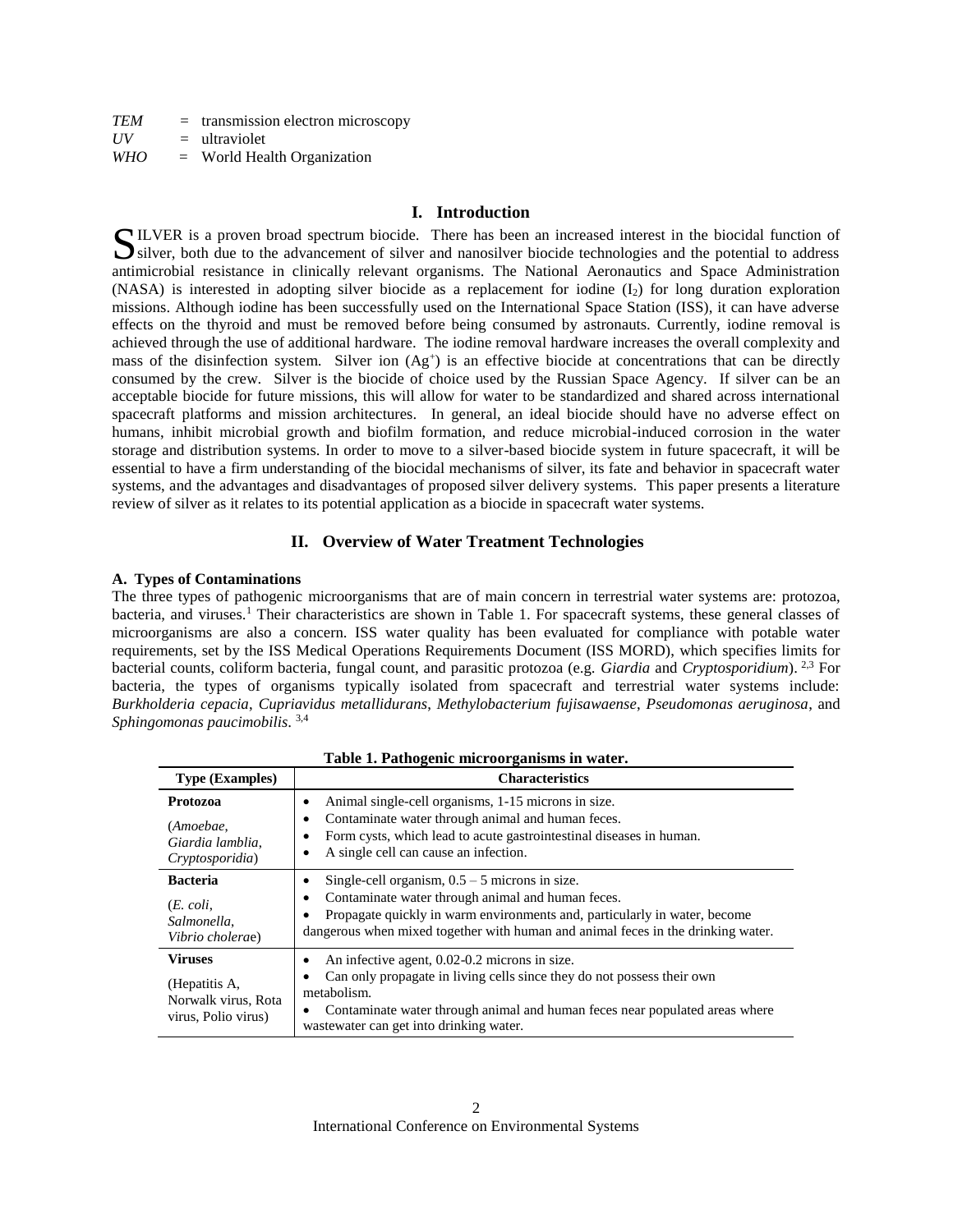| | | |
|---|---|---|
| *TEM* | = | transmission electron microscopy |
| *UV* | = | ultraviolet |
| *WHO* | = | World Health Organization |

## I. Introduction

SILVER is a proven broad spectrum biocide. There has been an increased interest in the biocidal function of silver, both due to the advancement of silver and nanosilver biocide technologies and the potential to address antimicrobial resistance in clinically relevant organisms. The National Aeronautics and Space Administration (NASA) is interested in adopting silver biocide as a replacement for iodine ($I_2$) for long duration exploration missions. Although iodine has been successfully used on the International Space Station (ISS), it can have adverse effects on the thyroid and must be removed before being consumed by astronauts. Currently, iodine removal is achieved through the use of additional hardware. The iodine removal hardware increases the overall complexity and mass of the disinfection system. Silver ion ($Ag^+$) is an effective biocide at concentrations that can be directly consumed by the crew. Silver is the biocide of choice used by the Russian Space Agency. If silver can be an acceptable biocide for future missions, this will allow for water to be standardized and shared across international spacecraft platforms and mission architectures. In general, an ideal biocide should have no adverse effect on humans, inhibit microbial growth and biofilm formation, and reduce microbial-induced corrosion in the water storage and distribution systems. In order to move to a silver-based biocide system in future spacecraft, it will be essential to have a firm understanding of the biocidal mechanisms of silver, its fate and behavior in spacecraft water systems, and the advantages and disadvantages of proposed silver delivery systems. This paper presents a literature review of silver as it relates to its potential application as a biocide in spacecraft water systems.

## II. Overview of Water Treatment Technologies

### A. Types of Contaminations

The three types of pathogenic microorganisms that are of main concern in terrestrial water systems are: protozoa, bacteria, and viruses.[1] Their characteristics are shown in Table 1. For spacecraft systems, these general classes of microorganisms are also a concern. ISS water quality has been evaluated for compliance with potable water requirements, set by the ISS Medical Operations Requirements Document (ISS MORD), which specifies limits for bacterial counts, coliform bacteria, fungal count, and parasitic protozoa (e.g. *Giardia* and *Cryptosporidium*).[2,3] For bacteria, the types of organisms typically isolated from spacecraft and terrestrial water systems include: *Burkholderia cepacia*, *Cupriavidus metallidurans*, *Methylobacterium fujisawaense*, *Pseudomonas aeruginosa*, and *Sphingomonas paucimobilis*.[3,4]

**Table 1. Pathogenic microorganisms in water.**

| Type (Examples) | Characteristics |
|---|---|
| **Protozoa** (*Amoebae*, *Giardia lamblia*, *Cryptosporidia*) | • Animal single-cell organisms, 1-15 microns in size. • Contaminate water through animal and human feces. • Form cysts, which lead to acute gastrointestinal diseases in human. • A single cell can cause an infection. |
| **Bacteria** (*E. coli*, *Salmonella*, *Vibrio cholerae*) | • Single-cell organism, 0.5 – 5 microns in size. • Contaminate water through animal and human feces. • Propagate quickly in warm environments and, particularly in water, become dangerous when mixed together with human and animal feces in the drinking water. |
| **Viruses** (Hepatitis A, Norwalk virus, Rota virus, Polio virus) | • An infective agent, 0.02-0.2 microns in size. • Can only propagate in living cells since they do not possess their own metabolism. • Contaminate water through animal and human feces near populated areas where wastewater can get into drinking water. |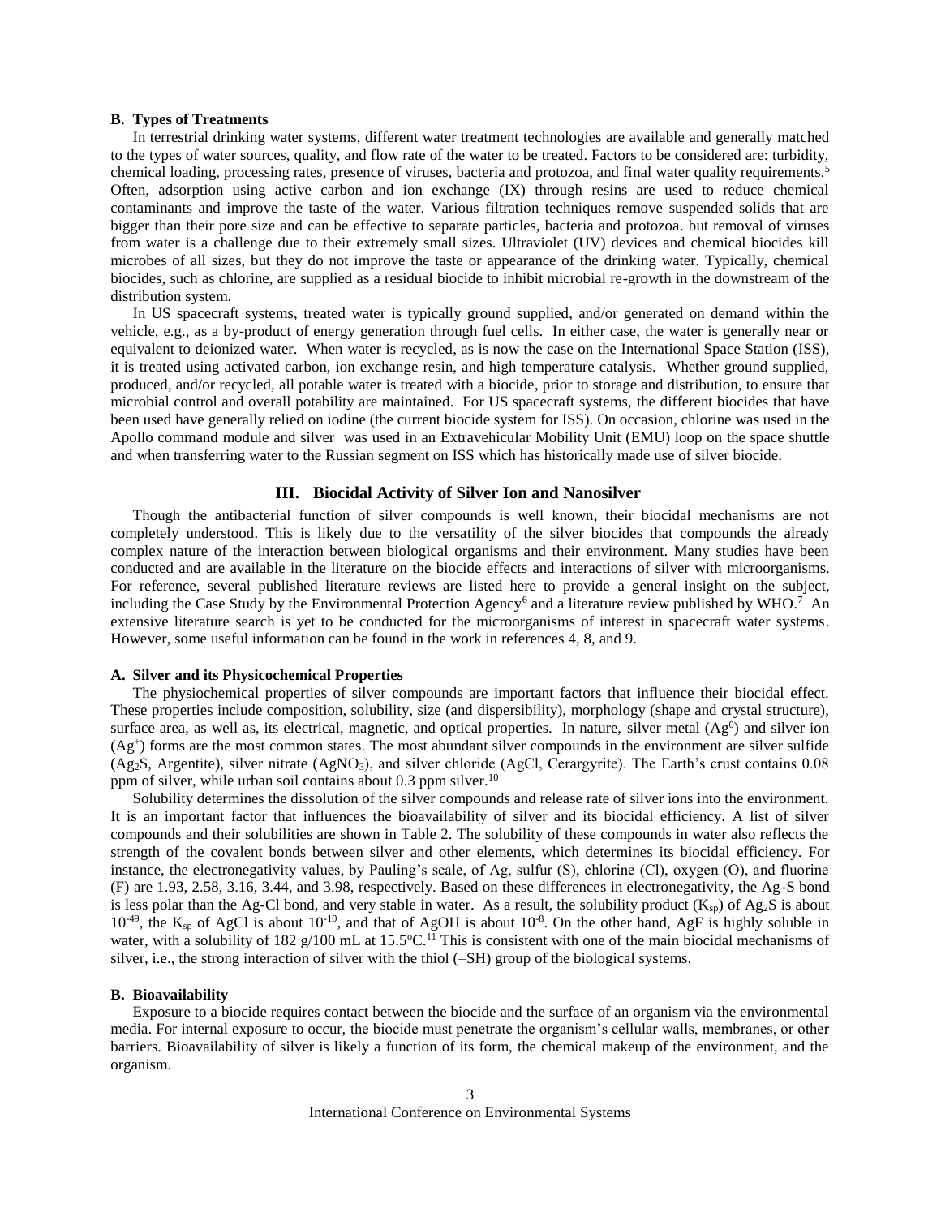### B. Types of Treatments

In terrestrial drinking water systems, different water treatment technologies are available and generally matched to the types of water sources, quality, and flow rate of the water to be treated. Factors to be considered are: turbidity, chemical loading, processing rates, presence of viruses, bacteria and protozoa, and final water quality requirements.[5] Often, adsorption using active carbon and ion exchange (IX) through resins are used to reduce chemical contaminants and improve the taste of the water. Various filtration techniques remove suspended solids that are bigger than their pore size and can be effective to separate particles, bacteria and protozoa. but removal of viruses from water is a challenge due to their extremely small sizes. Ultraviolet (UV) devices and chemical biocides kill microbes of all sizes, but they do not improve the taste or appearance of the drinking water. Typically, chemical biocides, such as chlorine, are supplied as a residual biocide to inhibit microbial re-growth in the downstream of the distribution system.

In US spacecraft systems, treated water is typically ground supplied, and/or generated on demand within the vehicle, e.g., as a by-product of energy generation through fuel cells. In either case, the water is generally near or equivalent to deionized water. When water is recycled, as is now the case on the International Space Station (ISS), it is treated using activated carbon, ion exchange resin, and high temperature catalysis. Whether ground supplied, produced, and/or recycled, all potable water is treated with a biocide, prior to storage and distribution, to ensure that microbial control and overall potability are maintained. For US spacecraft systems, the different biocides that have been used have generally relied on iodine (the current biocide system for ISS). On occasion, chlorine was used in the Apollo command module and silver was used in an Extravehicular Mobility Unit (EMU) loop on the space shuttle and when transferring water to the Russian segment on ISS which has historically made use of silver biocide.

## III. Biocidal Activity of Silver Ion and Nanosilver

Though the antibacterial function of silver compounds is well known, their biocidal mechanisms are not completely understood. This is likely due to the versatility of the silver biocides that compounds the already complex nature of the interaction between biological organisms and their environment. Many studies have been conducted and are available in the literature on the biocide effects and interactions of silver with microorganisms. For reference, several published literature reviews are listed here to provide a general insight on the subject, including the Case Study by the Environmental Protection Agency[6] and a literature review published by WHO.[7] An extensive literature search is yet to be conducted for the microorganisms of interest in spacecraft water systems. However, some useful information can be found in the work in references 4, 8, and 9.

### A. Silver and its Physicochemical Properties

The physiochemical properties of silver compounds are important factors that influence their biocidal effect. These properties include composition, solubility, size (and dispersibility), morphology (shape and crystal structure), surface area, as well as, its electrical, magnetic, and optical properties. In nature, silver metal ($Ag^0$) and silver ion ($Ag^+$) forms are the most common states. The most abundant silver compounds in the environment are silver sulfide ($Ag_2S$, Argentite), silver nitrate ($AgNO_3$), and silver chloride (AgCl, Cerargyrite). The Earth's crust contains 0.08 ppm of silver, while urban soil contains about 0.3 ppm silver.[10]

Solubility determines the dissolution of the silver compounds and release rate of silver ions into the environment. It is an important factor that influences the bioavailability of silver and its biocidal efficiency. A list of silver compounds and their solubilities are shown in Table 2. The solubility of these compounds in water also reflects the strength of the covalent bonds between silver and other elements, which determines its biocidal efficiency. For instance, the electronegativity values, by Pauling's scale, of Ag, sulfur (S), chlorine (Cl), oxygen (O), and fluorine (F) are 1.93, 2.58, 3.16, 3.44, and 3.98, respectively. Based on these differences in electronegativity, the Ag-S bond is less polar than the Ag-Cl bond, and very stable in water. As a result, the solubility product ($K_{sp}$) of $Ag_2S$ is about $10^{-49}$, the $K_{sp}$ of AgCl is about $10^{-10}$, and that of AgOH is about $10^{-8}$. On the other hand, AgF is highly soluble in water, with a solubility of 182 g/100 mL at 15.5°C.[11] This is consistent with one of the main biocidal mechanisms of silver, i.e., the strong interaction of silver with the thiol (–SH) group of the biological systems.

### B. Bioavailability

Exposure to a biocide requires contact between the biocide and the surface of an organism via the environmental media. For internal exposure to occur, the biocide must penetrate the organism's cellular walls, membranes, or other barriers. Bioavailability of silver is likely a function of its form, the chemical makeup of the environment, and the organism.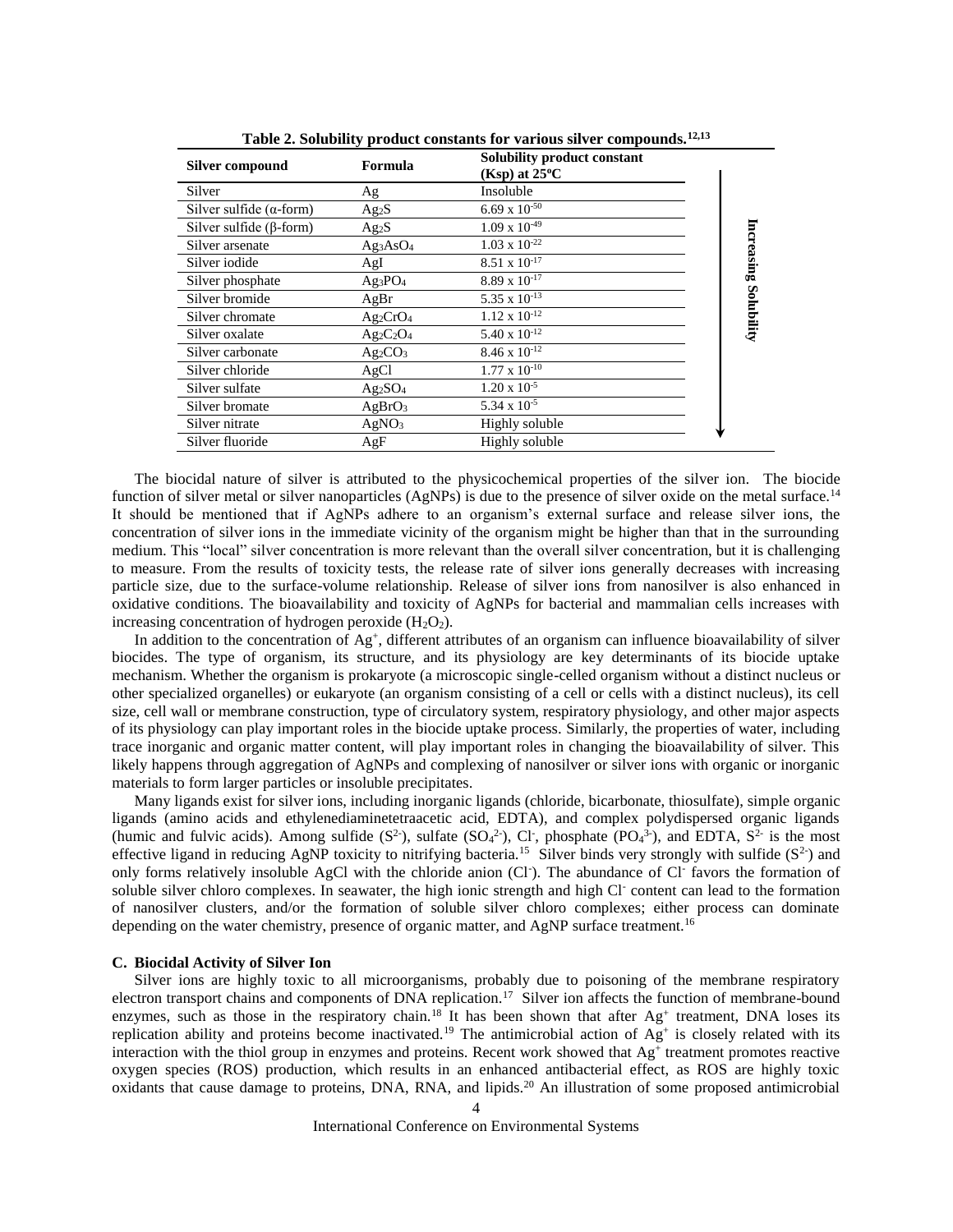**Table 2. Solubility product constants for various silver compounds.[12,13]**

| Silver compound | Formula | Solubility product constant (Ksp) at 25ºC |
|---|---|---|
| Silver | Ag | Insoluble |
| Silver sulfide (α-form) | $Ag_2S$ | $6.69 \times 10^{-50}$ |
| Silver sulfide (β-form) | $Ag_2S$ | $1.09 \times 10^{-49}$ |
| Silver arsenate | $Ag_3AsO_4$ | $1.03 \times 10^{-22}$ |
| Silver iodide | AgI | $8.51 \times 10^{-17}$ |
| Silver phosphate | $Ag_3PO_4$ | $8.89 \times 10^{-17}$ |
| Silver bromide | AgBr | $5.35 \times 10^{-13}$ |
| Silver chromate | $Ag_2CrO_4$ | $1.12 \times 10^{-12}$ |
| Silver oxalate | $Ag_2C_2O_4$ | $5.40 \times 10^{-12}$ |
| Silver carbonate | $Ag_2CO_3$ | $8.46 \times 10^{-12}$ |
| Silver chloride | AgCl | $1.77 \times 10^{-10}$ |
| Silver sulfate | $Ag_2SO_4$ | $1.20 \times 10^{-5}$ |
| Silver bromate | $AgBrO_3$ | $5.34 \times 10^{-5}$ |
| Silver nitrate | $AgNO_3$ | Highly soluble |
| Silver fluoride | AgF | Highly soluble |

Increasing Solubility ↓

The biocidal nature of silver is attributed to the physicochemical properties of the silver ion. The biocide function of silver metal or silver nanoparticles (AgNPs) is due to the presence of silver oxide on the metal surface.[14] It should be mentioned that if AgNPs adhere to an organism's external surface and release silver ions, the concentration of silver ions in the immediate vicinity of the organism might be higher than that in the surrounding medium. This "local" silver concentration is more relevant than the overall silver concentration, but it is challenging to measure. From the results of toxicity tests, the release rate of silver ions generally decreases with increasing particle size, due to the surface-volume relationship. Release of silver ions from nanosilver is also enhanced in oxidative conditions. The bioavailability and toxicity of AgNPs for bacterial and mammalian cells increases with increasing concentration of hydrogen peroxide ($H_2O_2$).

In addition to the concentration of $Ag^+$, different attributes of an organism can influence bioavailability of silver biocides. The type of organism, its structure, and its physiology are key determinants of its biocide uptake mechanism. Whether the organism is prokaryote (a microscopic single-celled organism without a distinct nucleus or other specialized organelles) or eukaryote (an organism consisting of a cell or cells with a distinct nucleus), its cell size, cell wall or membrane construction, type of circulatory system, respiratory physiology, and other major aspects of its physiology can play important roles in the biocide uptake process. Similarly, the properties of water, including trace inorganic and organic matter content, will play important roles in changing the bioavailability of silver. This likely happens through aggregation of AgNPs and complexing of nanosilver or silver ions with organic or inorganic materials to form larger particles or insoluble precipitates.

Many ligands exist for silver ions, including inorganic ligands (chloride, bicarbonate, thiosulfate), simple organic ligands (amino acids and ethylenediaminetetraacetic acid, EDTA), and complex polydispersed organic ligands (humic and fulvic acids). Among sulfide ($S^{2-}$), sulfate ($SO_4^{2-}$), $Cl^-$, phosphate ($PO_4^{3-}$), and EDTA, $S^{2-}$ is the most effective ligand in reducing AgNP toxicity to nitrifying bacteria.[15] Silver binds very strongly with sulfide ($S^{2-}$) and only forms relatively insoluble AgCl with the chloride anion ($Cl^-$). The abundance of $Cl^-$ favors the formation of soluble silver chloro complexes. In seawater, the high ionic strength and high $Cl^-$ content can lead to the formation of nanosilver clusters, and/or the formation of soluble silver chloro complexes; either process can dominate depending on the water chemistry, presence of organic matter, and AgNP surface treatment.[16]

### C. Biocidal Activity of Silver Ion

Silver ions are highly toxic to all microorganisms, probably due to poisoning of the membrane respiratory electron transport chains and components of DNA replication.[17] Silver ion affects the function of membrane-bound enzymes, such as those in the respiratory chain.[18] It has been shown that after $Ag^+$ treatment, DNA loses its replication ability and proteins become inactivated.[19] The antimicrobial action of $Ag^+$ is closely related with its interaction with the thiol group in enzymes and proteins. Recent work showed that $Ag^+$ treatment promotes reactive oxygen species (ROS) production, which results in an enhanced antibacterial effect, as ROS are highly toxic oxidants that cause damage to proteins, DNA, RNA, and lipids.[20] An illustration of some proposed antimicrobial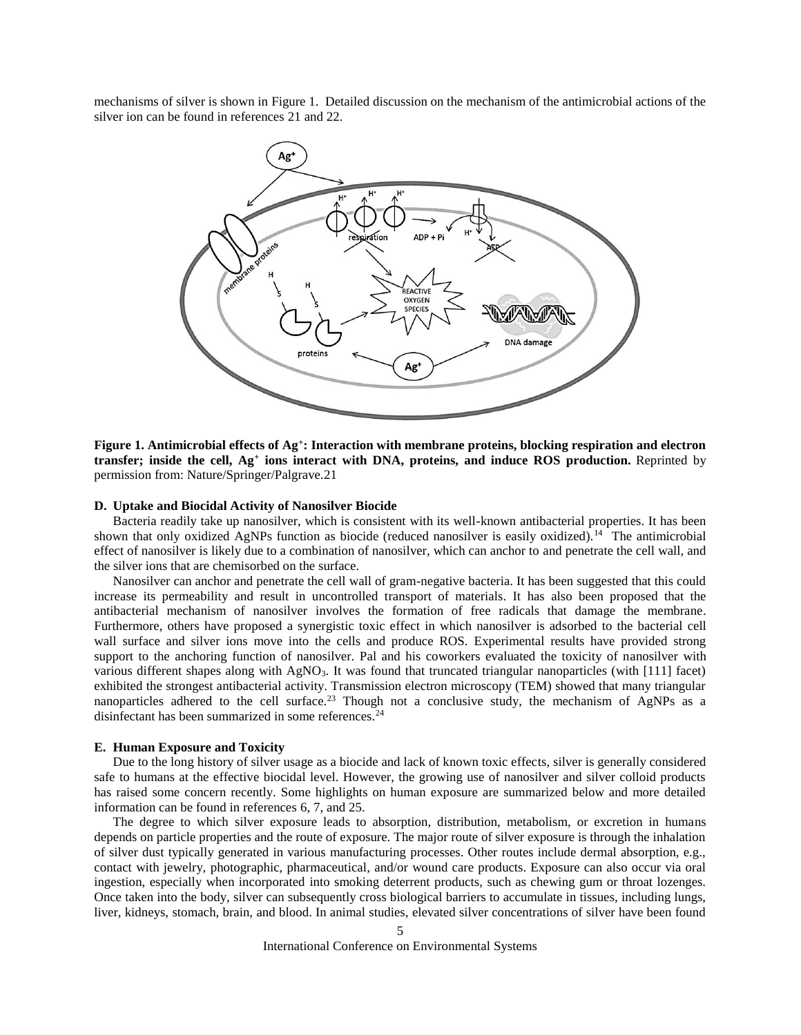mechanisms of silver is shown in Figure 1. Detailed discussion on the mechanism of the antimicrobial actions of the silver ion can be found in references 21 and 22.

**Figure 1. Antimicrobial effects of $Ag^+$: Interaction with membrane proteins, blocking respiration and electron transfer; inside the cell, $Ag^+$ ions interact with DNA, proteins, and induce ROS production.** Reprinted by permission from: Nature/Springer/Palgrave.21

### D. Uptake and Biocidal Activity of Nanosilver Biocide

Bacteria readily take up nanosilver, which is consistent with its well-known antibacterial properties. It has been shown that only oxidized AgNPs function as biocide (reduced nanosilver is easily oxidized).[14] The antimicrobial effect of nanosilver is likely due to a combination of nanosilver, which can anchor to and penetrate the cell wall, and the silver ions that are chemisorbed on the surface.

Nanosilver can anchor and penetrate the cell wall of gram-negative bacteria. It has been suggested that this could increase its permeability and result in uncontrolled transport of materials. It has also been proposed that the antibacterial mechanism of nanosilver involves the formation of free radicals that damage the membrane. Furthermore, others have proposed a synergistic toxic effect in which nanosilver is adsorbed to the bacterial cell wall surface and silver ions move into the cells and produce ROS. Experimental results have provided strong support to the anchoring function of nanosilver. Pal and his coworkers evaluated the toxicity of nanosilver with various different shapes along with $AgNO_3$. It was found that truncated triangular nanoparticles (with [111] facet) exhibited the strongest antibacterial activity. Transmission electron microscopy (TEM) showed that many triangular nanoparticles adhered to the cell surface.[23] Though not a conclusive study, the mechanism of AgNPs as a disinfectant has been summarized in some references.[24]

### E. Human Exposure and Toxicity

Due to the long history of silver usage as a biocide and lack of known toxic effects, silver is generally considered safe to humans at the effective biocidal level. However, the growing use of nanosilver and silver colloid products has raised some concern recently. Some highlights on human exposure are summarized below and more detailed information can be found in references 6, 7, and 25.

The degree to which silver exposure leads to absorption, distribution, metabolism, or excretion in humans depends on particle properties and the route of exposure. The major route of silver exposure is through the inhalation of silver dust typically generated in various manufacturing processes. Other routes include dermal absorption, e.g., contact with jewelry, photographic, pharmaceutical, and/or wound care products. Exposure can also occur via oral ingestion, especially when incorporated into smoking deterrent products, such as chewing gum or throat lozenges. Once taken into the body, silver can subsequently cross biological barriers to accumulate in tissues, including lungs, liver, kidneys, stomach, brain, and blood. In animal studies, elevated silver concentrations of silver have been found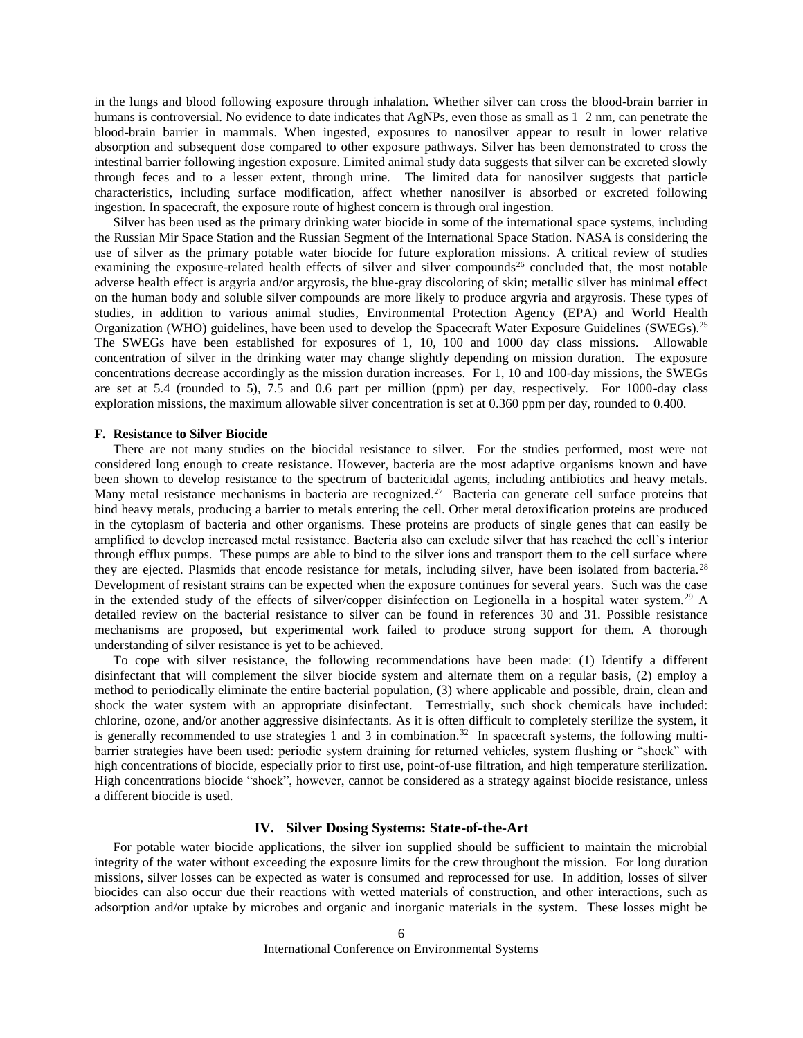in the lungs and blood following exposure through inhalation. Whether silver can cross the blood-brain barrier in humans is controversial. No evidence to date indicates that AgNPs, even those as small as 1–2 nm, can penetrate the blood-brain barrier in mammals. When ingested, exposures to nanosilver appear to result in lower relative absorption and subsequent dose compared to other exposure pathways. Silver has been demonstrated to cross the intestinal barrier following ingestion exposure. Limited animal study data suggests that silver can be excreted slowly through feces and to a lesser extent, through urine. The limited data for nanosilver suggests that particle characteristics, including surface modification, affect whether nanosilver is absorbed or excreted following ingestion. In spacecraft, the exposure route of highest concern is through oral ingestion.

Silver has been used as the primary drinking water biocide in some of the international space systems, including the Russian Mir Space Station and the Russian Segment of the International Space Station. NASA is considering the use of silver as the primary potable water biocide for future exploration missions. A critical review of studies examining the exposure-related health effects of silver and silver compounds[26] concluded that, the most notable adverse health effect is argyria and/or argyrosis, the blue-gray discoloring of skin; metallic silver has minimal effect on the human body and soluble silver compounds are more likely to produce argyria and argyrosis. These types of studies, in addition to various animal studies, Environmental Protection Agency (EPA) and World Health Organization (WHO) guidelines, have been used to develop the Spacecraft Water Exposure Guidelines (SWEGs).[25] The SWEGs have been established for exposures of 1, 10, 100 and 1000 day class missions. Allowable concentration of silver in the drinking water may change slightly depending on mission duration. The exposure concentrations decrease accordingly as the mission duration increases. For 1, 10 and 100-day missions, the SWEGs are set at 5.4 (rounded to 5), 7.5 and 0.6 part per million (ppm) per day, respectively. For 1000-day class exploration missions, the maximum allowable silver concentration is set at 0.360 ppm per day, rounded to 0.400.

### F. Resistance to Silver Biocide

There are not many studies on the biocidal resistance to silver. For the studies performed, most were not considered long enough to create resistance. However, bacteria are the most adaptive organisms known and have been shown to develop resistance to the spectrum of bactericidal agents, including antibiotics and heavy metals. Many metal resistance mechanisms in bacteria are recognized.[27] Bacteria can generate cell surface proteins that bind heavy metals, producing a barrier to metals entering the cell. Other metal detoxification proteins are produced in the cytoplasm of bacteria and other organisms. These proteins are products of single genes that can easily be amplified to develop increased metal resistance. Bacteria also can exclude silver that has reached the cell's interior through efflux pumps. These pumps are able to bind to the silver ions and transport them to the cell surface where they are ejected. Plasmids that encode resistance for metals, including silver, have been isolated from bacteria.[28] Development of resistant strains can be expected when the exposure continues for several years. Such was the case in the extended study of the effects of silver/copper disinfection on Legionella in a hospital water system.[29] A detailed review on the bacterial resistance to silver can be found in references 30 and 31. Possible resistance mechanisms are proposed, but experimental work failed to produce strong support for them. A thorough understanding of silver resistance is yet to be achieved.

To cope with silver resistance, the following recommendations have been made: (1) Identify a different disinfectant that will complement the silver biocide system and alternate them on a regular basis, (2) employ a method to periodically eliminate the entire bacterial population, (3) where applicable and possible, drain, clean and shock the water system with an appropriate disinfectant. Terrestrially, such shock chemicals have included: chlorine, ozone, and/or another aggressive disinfectants. As it is often difficult to completely sterilize the system, it is generally recommended to use strategies 1 and 3 in combination.[32] In spacecraft systems, the following multi-barrier strategies have been used: periodic system draining for returned vehicles, system flushing or "shock" with high concentrations of biocide, especially prior to first use, point-of-use filtration, and high temperature sterilization. High concentrations biocide "shock", however, cannot be considered as a strategy against biocide resistance, unless a different biocide is used.

## IV. Silver Dosing Systems: State-of-the-Art

For potable water biocide applications, the silver ion supplied should be sufficient to maintain the microbial integrity of the water without exceeding the exposure limits for the crew throughout the mission. For long duration missions, silver losses can be expected as water is consumed and reprocessed for use. In addition, losses of silver biocides can also occur due their reactions with wetted materials of construction, and other interactions, such as adsorption and/or uptake by microbes and organic and inorganic materials in the system. These losses might be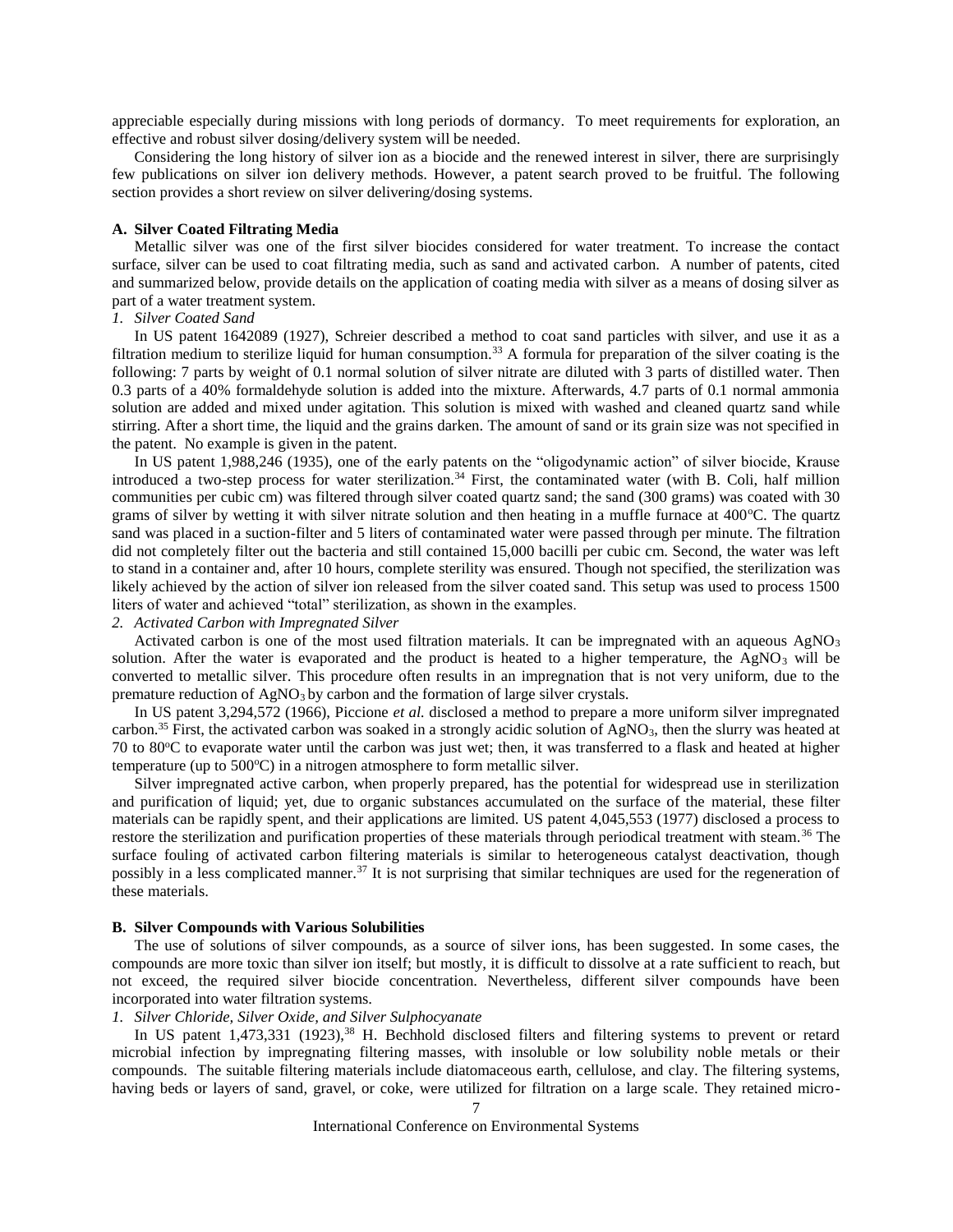appreciable especially during missions with long periods of dormancy. To meet requirements for exploration, an effective and robust silver dosing/delivery system will be needed.

Considering the long history of silver ion as a biocide and the renewed interest in silver, there are surprisingly few publications on silver ion delivery methods. However, a patent search proved to be fruitful. The following section provides a short review on silver delivering/dosing systems.

### A. Silver Coated Filtrating Media

Metallic silver was one of the first silver biocides considered for water treatment. To increase the contact surface, silver can be used to coat filtrating media, such as sand and activated carbon. A number of patents, cited and summarized below, provide details on the application of coating media with silver as a means of dosing silver as part of a water treatment system.

*1. Silver Coated Sand*

In US patent 1642089 (1927), Schreier described a method to coat sand particles with silver, and use it as a filtration medium to sterilize liquid for human consumption.[33] A formula for preparation of the silver coating is the following: 7 parts by weight of 0.1 normal solution of silver nitrate are diluted with 3 parts of distilled water. Then 0.3 parts of a 40% formaldehyde solution is added into the mixture. Afterwards, 4.7 parts of 0.1 normal ammonia solution are added and mixed under agitation. This solution is mixed with washed and cleaned quartz sand while stirring. After a short time, the liquid and the grains darken. The amount of sand or its grain size was not specified in the patent. No example is given in the patent.

In US patent 1,988,246 (1935), one of the early patents on the "oligodynamic action" of silver biocide, Krause introduced a two-step process for water sterilization.[34] First, the contaminated water (with B. Coli, half million communities per cubic cm) was filtered through silver coated quartz sand; the sand (300 grams) was coated with 30 grams of silver by wetting it with silver nitrate solution and then heating in a muffle furnace at 400°C. The quartz sand was placed in a suction-filter and 5 liters of contaminated water were passed through per minute. The filtration did not completely filter out the bacteria and still contained 15,000 bacilli per cubic cm. Second, the water was left to stand in a container and, after 10 hours, complete sterility was ensured. Though not specified, the sterilization was likely achieved by the action of silver ion released from the silver coated sand. This setup was used to process 1500 liters of water and achieved "total" sterilization, as shown in the examples.

*2. Activated Carbon with Impregnated Silver*

Activated carbon is one of the most used filtration materials. It can be impregnated with an aqueous $AgNO_3$ solution. After the water is evaporated and the product is heated to a higher temperature, the $AgNO_3$ will be converted to metallic silver. This procedure often results in an impregnation that is not very uniform, due to the premature reduction of $AgNO_3$ by carbon and the formation of large silver crystals.

In US patent 3,294,572 (1966), Piccione *et al.* disclosed a method to prepare a more uniform silver impregnated carbon.[35] First, the activated carbon was soaked in a strongly acidic solution of $AgNO_3$, then the slurry was heated at 70 to 80°C to evaporate water until the carbon was just wet; then, it was transferred to a flask and heated at higher temperature (up to 500°C) in a nitrogen atmosphere to form metallic silver.

Silver impregnated active carbon, when properly prepared, has the potential for widespread use in sterilization and purification of liquid; yet, due to organic substances accumulated on the surface of the material, these filter materials can be rapidly spent, and their applications are limited. US patent 4,045,553 (1977) disclosed a process to restore the sterilization and purification properties of these materials through periodical treatment with steam.[36] The surface fouling of activated carbon filtering materials is similar to heterogeneous catalyst deactivation, though possibly in a less complicated manner.[37] It is not surprising that similar techniques are used for the regeneration of these materials.

### B. Silver Compounds with Various Solubilities

The use of solutions of silver compounds, as a source of silver ions, has been suggested. In some cases, the compounds are more toxic than silver ion itself; but mostly, it is difficult to dissolve at a rate sufficient to reach, but not exceed, the required silver biocide concentration. Nevertheless, different silver compounds have been incorporated into water filtration systems.

*1. Silver Chloride, Silver Oxide, and Silver Sulphocyanate*

In US patent 1,473,331 (1923),[38] H. Bechhold disclosed filters and filtering systems to prevent or retard microbial infection by impregnating filtering masses, with insoluble or low solubility noble metals or their compounds. The suitable filtering materials include diatomaceous earth, cellulose, and clay. The filtering systems, having beds or layers of sand, gravel, or coke, were utilized for filtration on a large scale. They retained micro-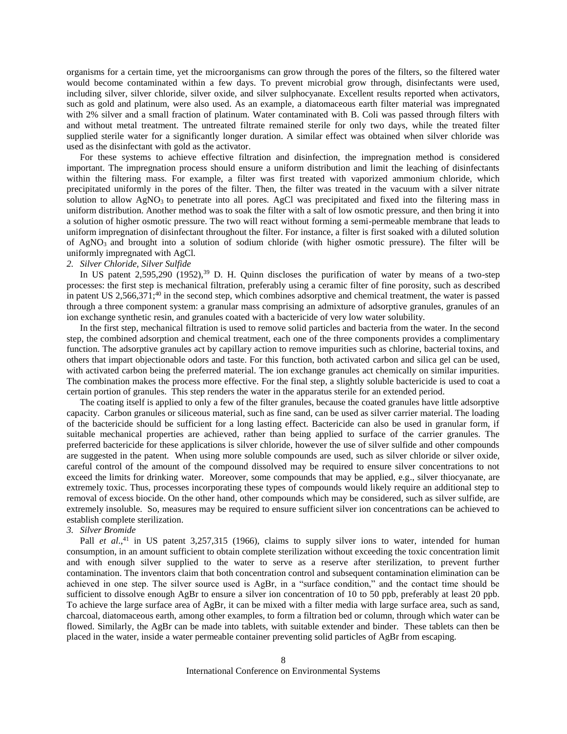organisms for a certain time, yet the microorganisms can grow through the pores of the filters, so the filtered water would become contaminated within a few days. To prevent microbial grow through, disinfectants were used, including silver, silver chloride, silver oxide, and silver sulphocyanate. Excellent results reported when activators, such as gold and platinum, were also used. As an example, a diatomaceous earth filter material was impregnated with 2% silver and a small fraction of platinum. Water contaminated with B. Coli was passed through filters with and without metal treatment. The untreated filtrate remained sterile for only two days, while the treated filter supplied sterile water for a significantly longer duration. A similar effect was obtained when silver chloride was used as the disinfectant with gold as the activator.

For these systems to achieve effective filtration and disinfection, the impregnation method is considered important. The impregnation process should ensure a uniform distribution and limit the leaching of disinfectants within the filtering mass. For example, a filter was first treated with vaporized ammonium chloride, which precipitated uniformly in the pores of the filter. Then, the filter was treated in the vacuum with a silver nitrate solution to allow $AgNO_3$ to penetrate into all pores. AgCl was precipitated and fixed into the filtering mass in uniform distribution. Another method was to soak the filter with a salt of low osmotic pressure, and then bring it into a solution of higher osmotic pressure. The two will react without forming a semi-permeable membrane that leads to uniform impregnation of disinfectant throughout the filter. For instance, a filter is first soaked with a diluted solution of $AgNO_3$ and brought into a solution of sodium chloride (with higher osmotic pressure). The filter will be uniformly impregnated with AgCl.

*2. Silver Chloride, Silver Sulfide*

In US patent 2,595,290 (1952),[39] D. H. Quinn discloses the purification of water by means of a two-step processes: the first step is mechanical filtration, preferably using a ceramic filter of fine porosity, such as described in patent US 2,566,371;[40] in the second step, which combines adsorptive and chemical treatment, the water is passed through a three component system: a granular mass comprising an admixture of adsorptive granules, granules of an ion exchange synthetic resin, and granules coated with a bactericide of very low water solubility.

In the first step, mechanical filtration is used to remove solid particles and bacteria from the water. In the second step, the combined adsorption and chemical treatment, each one of the three components provides a complimentary function. The adsorptive granules act by capillary action to remove impurities such as chlorine, bacterial toxins, and others that impart objectionable odors and taste. For this function, both activated carbon and silica gel can be used, with activated carbon being the preferred material. The ion exchange granules act chemically on similar impurities. The combination makes the process more effective. For the final step, a slightly soluble bactericide is used to coat a certain portion of granules. This step renders the water in the apparatus sterile for an extended period.

The coating itself is applied to only a few of the filter granules, because the coated granules have little adsorptive capacity. Carbon granules or siliceous material, such as fine sand, can be used as silver carrier material. The loading of the bactericide should be sufficient for a long lasting effect. Bactericide can also be used in granular form, if suitable mechanical properties are achieved, rather than being applied to surface of the carrier granules. The preferred bactericide for these applications is silver chloride, however the use of silver sulfide and other compounds are suggested in the patent. When using more soluble compounds are used, such as silver chloride or silver oxide, careful control of the amount of the compound dissolved may be required to ensure silver concentrations to not exceed the limits for drinking water. Moreover, some compounds that may be applied, e.g., silver thiocyanate, are extremely toxic. Thus, processes incorporating these types of compounds would likely require an additional step to removal of excess biocide. On the other hand, other compounds which may be considered, such as silver sulfide, are extremely insoluble. So, measures may be required to ensure sufficient silver ion concentrations can be achieved to establish complete sterilization.

*3. Silver Bromide*

Pall *et al*.,[41] in US patent 3,257,315 (1966), claims to supply silver ions to water, intended for human consumption, in an amount sufficient to obtain complete sterilization without exceeding the toxic concentration limit and with enough silver supplied to the water to serve as a reserve after sterilization, to prevent further contamination. The inventors claim that both concentration control and subsequent contamination elimination can be achieved in one step. The silver source used is AgBr, in a "surface condition," and the contact time should be sufficient to dissolve enough AgBr to ensure a silver ion concentration of 10 to 50 ppb, preferably at least 20 ppb. To achieve the large surface area of AgBr, it can be mixed with a filter media with large surface area, such as sand, charcoal, diatomaceous earth, among other examples, to form a filtration bed or column, through which water can be flowed. Similarly, the AgBr can be made into tablets, with suitable extender and binder. These tablets can then be placed in the water, inside a water permeable container preventing solid particles of AgBr from escaping.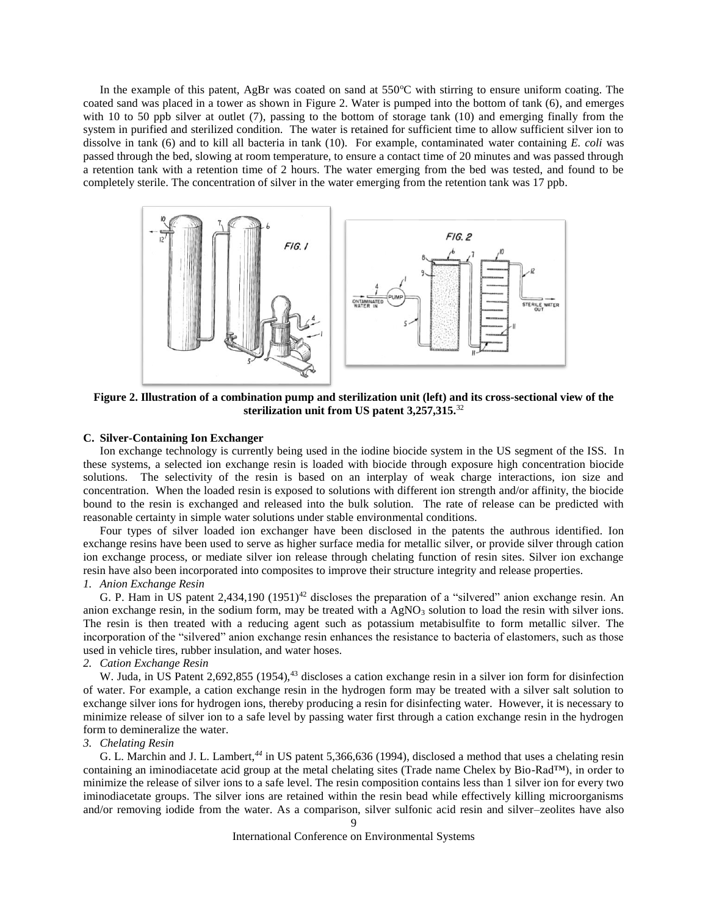In the example of this patent, AgBr was coated on sand at 550°C with stirring to ensure uniform coating. The coated sand was placed in a tower as shown in Figure 2. Water is pumped into the bottom of tank (6), and emerges with 10 to 50 ppb silver at outlet (7), passing to the bottom of storage tank (10) and emerging finally from the system in purified and sterilized condition. The water is retained for sufficient time to allow sufficient silver ion to dissolve in tank (6) and to kill all bacteria in tank (10). For example, contaminated water containing *E. coli* was passed through the bed, slowing at room temperature, to ensure a contact time of 20 minutes and was passed through a retention tank with a retention time of 2 hours. The water emerging from the bed was tested, and found to be completely sterile. The concentration of silver in the water emerging from the retention tank was 17 ppb.

**Figure 2. Illustration of a combination pump and sterilization unit (left) and its cross-sectional view of the sterilization unit from US patent 3,257,315.**[32]

### C. Silver-Containing Ion Exchanger

Ion exchange technology is currently being used in the iodine biocide system in the US segment of the ISS. In these systems, a selected ion exchange resin is loaded with biocide through exposure high concentration biocide solutions. The selectivity of the resin is based on an interplay of weak charge interactions, ion size and concentration. When the loaded resin is exposed to solutions with different ion strength and/or affinity, the biocide bound to the resin is exchanged and released into the bulk solution. The rate of release can be predicted with reasonable certainty in simple water solutions under stable environmental conditions.

Four types of silver loaded ion exchanger have been disclosed in the patents the authrous identified. Ion exchange resins have been used to serve as higher surface media for metallic silver, or provide silver through cation ion exchange process, or mediate silver ion release through chelating function of resin sites. Silver ion exchange resin have also been incorporated into composites to improve their structure integrity and release properties.

*1. Anion Exchange Resin*

G. P. Ham in US patent 2,434,190 (1951)[42] discloses the preparation of a "silvered" anion exchange resin. An anion exchange resin, in the sodium form, may be treated with a $AgNO_3$ solution to load the resin with silver ions. The resin is then treated with a reducing agent such as potassium metabisulfite to form metallic silver. The incorporation of the "silvered" anion exchange resin enhances the resistance to bacteria of elastomers, such as those used in vehicle tires, rubber insulation, and water hoses.

*2. Cation Exchange Resin*

W. Juda, in US Patent 2,692,855 (1954),[43] discloses a cation exchange resin in a silver ion form for disinfection of water. For example, a cation exchange resin in the hydrogen form may be treated with a silver salt solution to exchange silver ions for hydrogen ions, thereby producing a resin for disinfecting water. However, it is necessary to minimize release of silver ion to a safe level by passing water first through a cation exchange resin in the hydrogen form to demineralize the water.

*3. Chelating Resin*

G. L. Marchin and J. L. Lambert,[44] in US patent 5,366,636 (1994), disclosed a method that uses a chelating resin containing an iminodiacetate acid group at the metal chelating sites (Trade name Chelex by Bio-Rad™), in order to minimize the release of silver ions to a safe level. The resin composition contains less than 1 silver ion for every two iminodiacetate groups. The silver ions are retained within the resin bead while effectively killing microorganisms and/or removing iodide from the water. As a comparison, silver sulfonic acid resin and silver–zeolites have also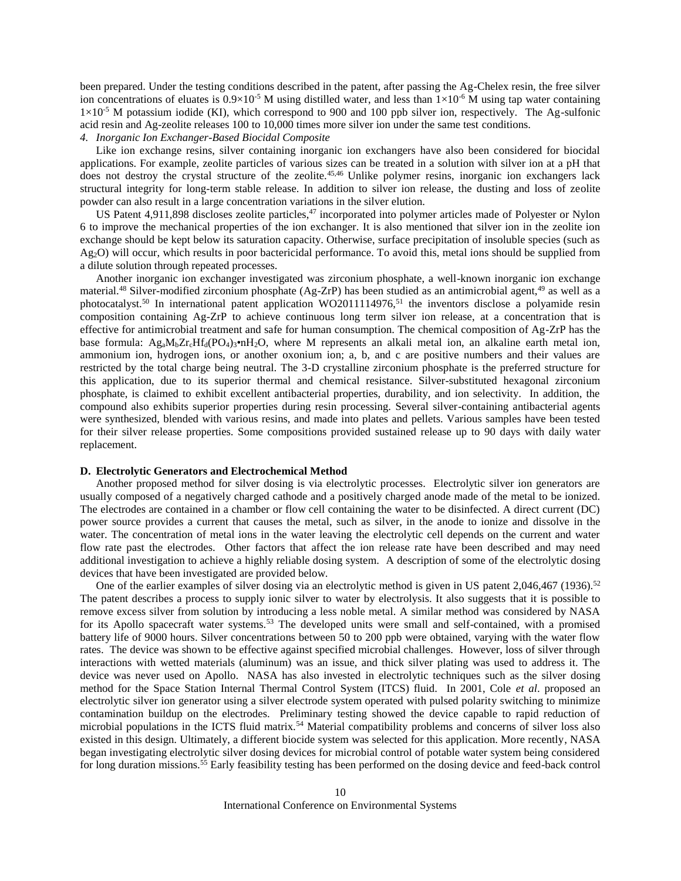been prepared. Under the testing conditions described in the patent, after passing the Ag-Chelex resin, the free silver ion concentrations of eluates is $0.9 \times 10^{-5}$ M using distilled water, and less than $1 \times 10^{-6}$ M using tap water containing $1 \times 10^{-5}$ M potassium iodide (KI), which correspond to 900 and 100 ppb silver ion, respectively. The Ag-sulfonic acid resin and Ag-zeolite releases 100 to 10,000 times more silver ion under the same test conditions.

*4. Inorganic Ion Exchanger-Based Biocidal Composite*

Like ion exchange resins, silver containing inorganic ion exchangers have also been considered for biocidal applications. For example, zeolite particles of various sizes can be treated in a solution with silver ion at a pH that does not destroy the crystal structure of the zeolite.[45,46] Unlike polymer resins, inorganic ion exchangers lack structural integrity for long-term stable release. In addition to silver ion release, the dusting and loss of zeolite powder can also result in a large concentration variations in the silver elution.

US Patent 4,911,898 discloses zeolite particles,[47] incorporated into polymer articles made of Polyester or Nylon 6 to improve the mechanical properties of the ion exchanger. It is also mentioned that silver ion in the zeolite ion exchange should be kept below its saturation capacity. Otherwise, surface precipitation of insoluble species (such as $Ag_2O$) will occur, which results in poor bactericidal performance. To avoid this, metal ions should be supplied from a dilute solution through repeated processes.

Another inorganic ion exchanger investigated was zirconium phosphate, a well-known inorganic ion exchange material.[48] Silver-modified zirconium phosphate (Ag-ZrP) has been studied as an antimicrobial agent,[49] as well as a photocatalyst.[50] In international patent application WO2011114976,[51] the inventors disclose a polyamide resin composition containing Ag-ZrP to achieve continuous long term silver ion release, at a concentration that is effective for antimicrobial treatment and safe for human consumption. The chemical composition of Ag-ZrP has the base formula: $Ag_aM_bZr_cHf_d(PO_4)_3 \bullet nH_2O$, where M represents an alkali metal ion, an alkaline earth metal ion, ammonium ion, hydrogen ions, or another oxonium ion; a, b, and c are positive numbers and their values are restricted by the total charge being neutral. The 3-D crystalline zirconium phosphate is the preferred structure for this application, due to its superior thermal and chemical resistance. Silver-substituted hexagonal zirconium phosphate, is claimed to exhibit excellent antibacterial properties, durability, and ion selectivity. In addition, the compound also exhibits superior properties during resin processing. Several silver-containing antibacterial agents were synthesized, blended with various resins, and made into plates and pellets. Various samples have been tested for their silver release properties. Some compositions provided sustained release up to 90 days with daily water replacement.

### D. Electrolytic Generators and Electrochemical Method

Another proposed method for silver dosing is via electrolytic processes. Electrolytic silver ion generators are usually composed of a negatively charged cathode and a positively charged anode made of the metal to be ionized. The electrodes are contained in a chamber or flow cell containing the water to be disinfected. A direct current (DC) power source provides a current that causes the metal, such as silver, in the anode to ionize and dissolve in the water. The concentration of metal ions in the water leaving the electrolytic cell depends on the current and water flow rate past the electrodes. Other factors that affect the ion release rate have been described and may need additional investigation to achieve a highly reliable dosing system. A description of some of the electrolytic dosing devices that have been investigated are provided below.

One of the earlier examples of silver dosing via an electrolytic method is given in US patent 2,046,467 (1936).[52] The patent describes a process to supply ionic silver to water by electrolysis. It also suggests that it is possible to remove excess silver from solution by introducing a less noble metal. A similar method was considered by NASA for its Apollo spacecraft water systems.[53] The developed units were small and self-contained, with a promised battery life of 9000 hours. Silver concentrations between 50 to 200 ppb were obtained, varying with the water flow rates. The device was shown to be effective against specified microbial challenges. However, loss of silver through interactions with wetted materials (aluminum) was an issue, and thick silver plating was used to address it. The device was never used on Apollo. NASA has also invested in electrolytic techniques such as the silver dosing method for the Space Station Internal Thermal Control System (ITCS) fluid. In 2001, Cole *et al*. proposed an electrolytic silver ion generator using a silver electrode system operated with pulsed polarity switching to minimize contamination buildup on the electrodes. Preliminary testing showed the device capable to rapid reduction of microbial populations in the ICTS fluid matrix.[54] Material compatibility problems and concerns of silver loss also existed in this design. Ultimately, a different biocide system was selected for this application. More recently, NASA began investigating electrolytic silver dosing devices for microbial control of potable water system being considered for long duration missions.[55] Early feasibility testing has been performed on the dosing device and feed-back control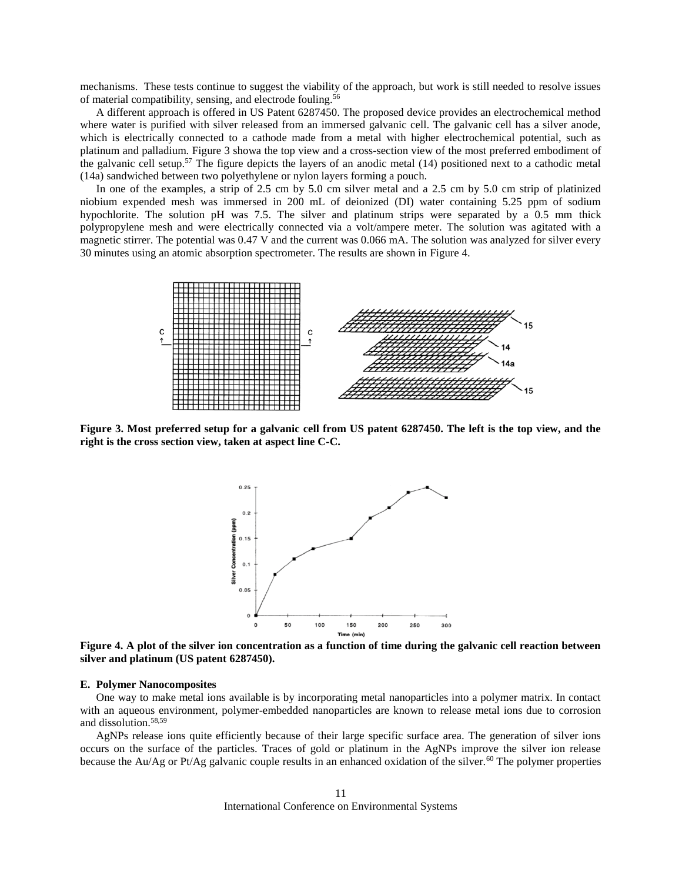mechanisms. These tests continue to suggest the viability of the approach, but work is still needed to resolve issues of material compatibility, sensing, and electrode fouling.[56]

A different approach is offered in US Patent 6287450. The proposed device provides an electrochemical method where water is purified with silver released from an immersed galvanic cell. The galvanic cell has a silver anode, which is electrically connected to a cathode made from a metal with higher electrochemical potential, such as platinum and palladium. Figure 3 showa the top view and a cross-section view of the most preferred embodiment of the galvanic cell setup.[57] The figure depicts the layers of an anodic metal (14) positioned next to a cathodic metal (14a) sandwiched between two polyethylene or nylon layers forming a pouch.

In one of the examples, a strip of 2.5 cm by 5.0 cm silver metal and a 2.5 cm by 5.0 cm strip of platinized niobium expended mesh was immersed in 200 mL of deionized (DI) water containing 5.25 ppm of sodium hypochlorite. The solution pH was 7.5. The silver and platinum strips were separated by a 0.5 mm thick polypropylene mesh and were electrically connected via a volt/ampere meter. The solution was agitated with a magnetic stirrer. The potential was 0.47 V and the current was 0.066 mA. The solution was analyzed for silver every 30 minutes using an atomic absorption spectrometer. The results are shown in Figure 4.

**Figure 3. Most preferred setup for a galvanic cell from US patent 6287450. The left is the top view, and the right is the cross section view, taken at aspect line C-C.**

**Figure 4. A plot of the silver ion concentration as a function of time during the galvanic cell reaction between silver and platinum (US patent 6287450).**

### E. Polymer Nanocomposites

One way to make metal ions available is by incorporating metal nanoparticles into a polymer matrix. In contact with an aqueous environment, polymer-embedded nanoparticles are known to release metal ions due to corrosion and dissolution.[58,59]

AgNPs release ions quite efficiently because of their large specific surface area. The generation of silver ions occurs on the surface of the particles. Traces of gold or platinum in the AgNPs improve the silver ion release because the Au/Ag or Pt/Ag galvanic couple results in an enhanced oxidation of the silver.[60] The polymer properties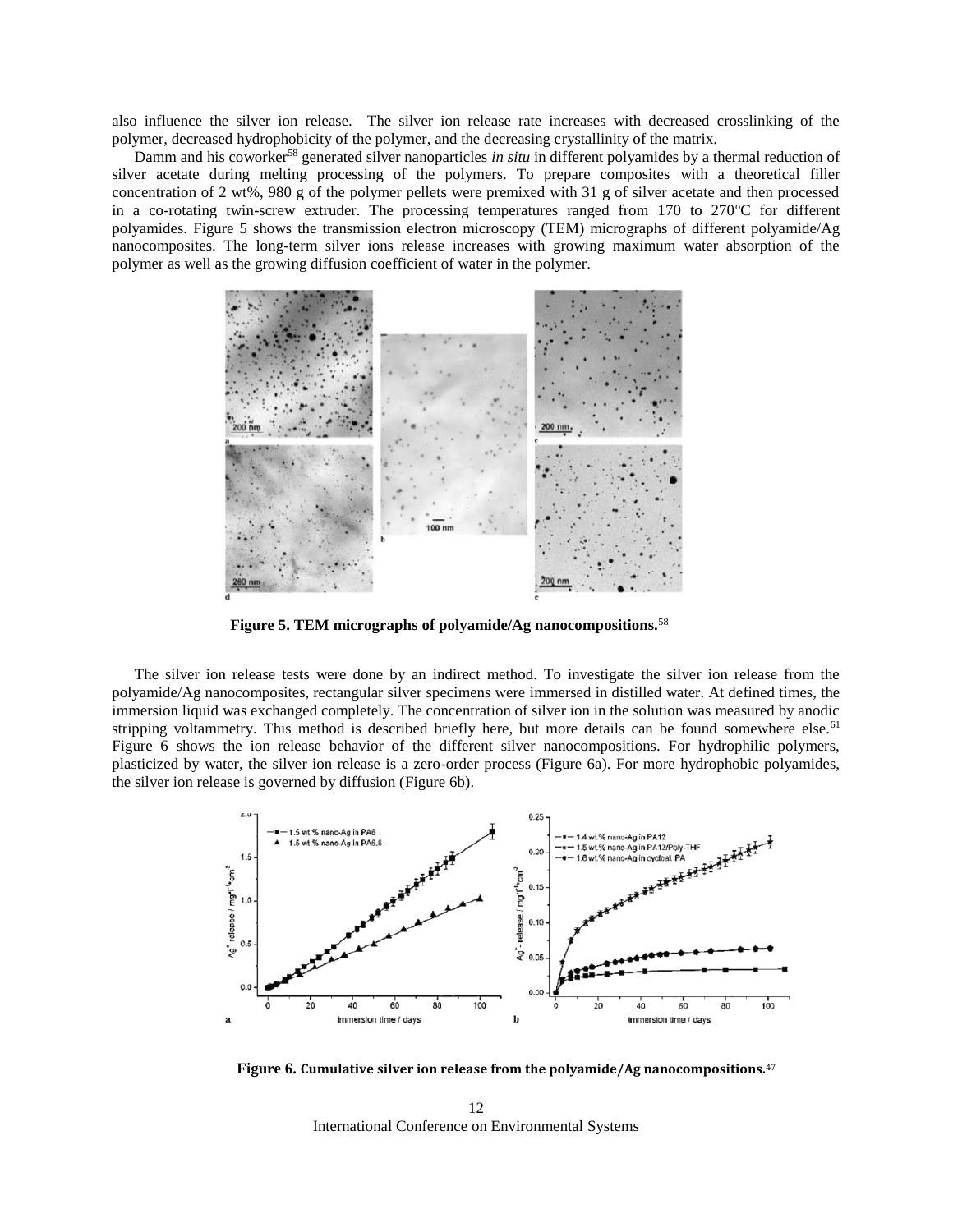also influence the silver ion release. The silver ion release rate increases with decreased crosslinking of the polymer, decreased hydrophobicity of the polymer, and the decreasing crystallinity of the matrix.

Damm and his coworker[58] generated silver nanoparticles *in situ* in different polyamides by a thermal reduction of silver acetate during melting processing of the polymers. To prepare composites with a theoretical filler concentration of 2 wt%, 980 g of the polymer pellets were premixed with 31 g of silver acetate and then processed in a co-rotating twin-screw extruder. The processing temperatures ranged from 170 to 270°C for different polyamides. Figure 5 shows the transmission electron microscopy (TEM) micrographs of different polyamide/Ag nanocomposites. The long-term silver ions release increases with growing maximum water absorption of the polymer as well as the growing diffusion coefficient of water in the polymer.

**Figure 5. TEM micrographs of polyamide/Ag nanocompositions.**[58]

The silver ion release tests were done by an indirect method. To investigate the silver ion release from the polyamide/Ag nanocomposites, rectangular silver specimens were immersed in distilled water. At defined times, the immersion liquid was exchanged completely. The concentration of silver ion in the solution was measured by anodic stripping voltammetry. This method is described briefly here, but more details can be found somewhere else.[61] Figure 6 shows the ion release behavior of the different silver nanocompositions. For hydrophilic polymers, plasticized by water, the silver ion release is a zero-order process (Figure 6a). For more hydrophobic polyamides, the silver ion release is governed by diffusion (Figure 6b).

**Figure 6. Cumulative silver ion release from the polyamide/Ag nanocompositions.**[47]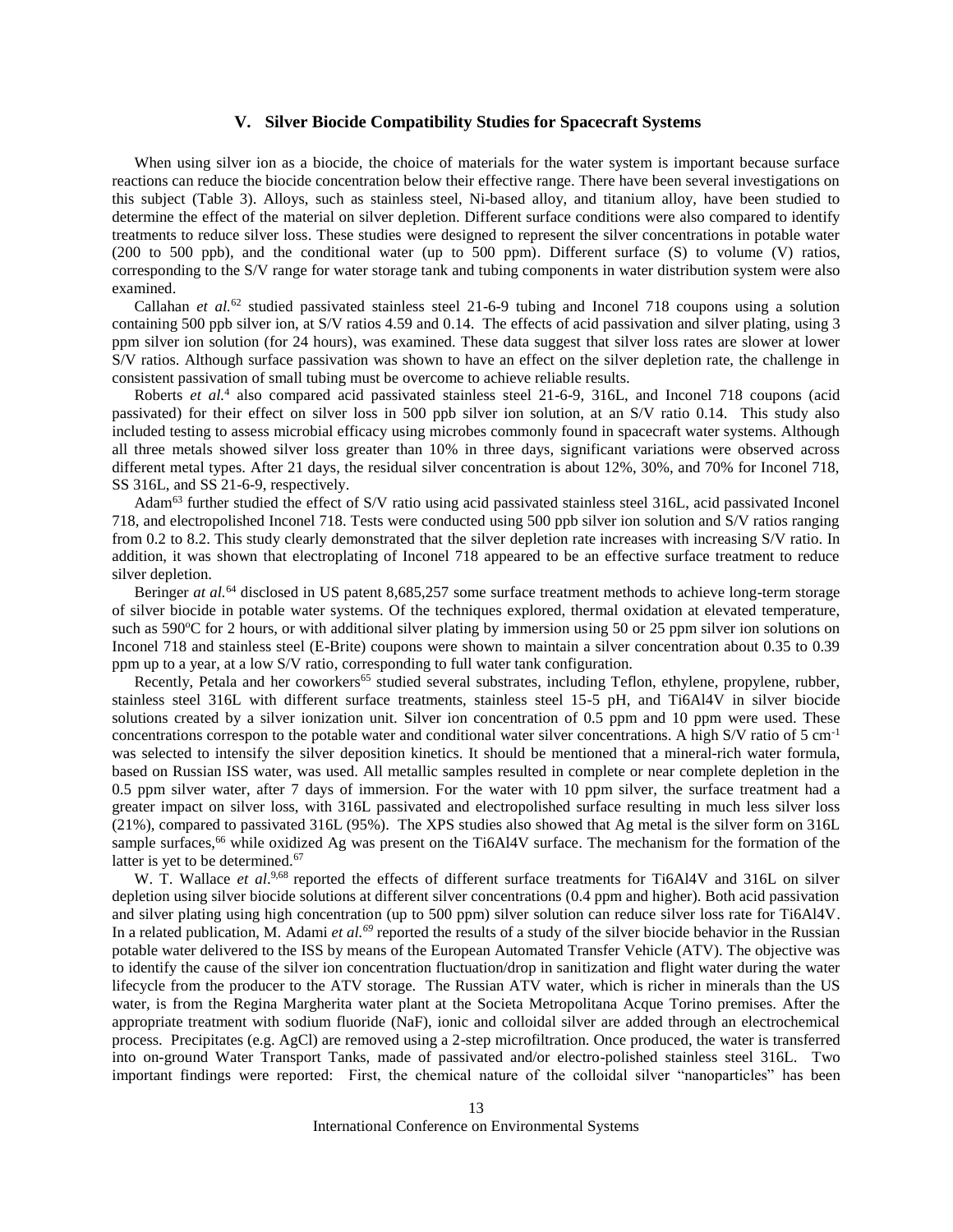## V. Silver Biocide Compatibility Studies for Spacecraft Systems

When using silver ion as a biocide, the choice of materials for the water system is important because surface reactions can reduce the biocide concentration below their effective range. There have been several investigations on this subject (Table 3). Alloys, such as stainless steel, Ni-based alloy, and titanium alloy, have been studied to determine the effect of the material on silver depletion. Different surface conditions were also compared to identify treatments to reduce silver loss. These studies were designed to represent the silver concentrations in potable water (200 to 500 ppb), and the conditional water (up to 500 ppm). Different surface (S) to volume (V) ratios, corresponding to the S/V range for water storage tank and tubing components in water distribution system were also examined.

Callahan *et al.*[62] studied passivated stainless steel 21-6-9 tubing and Inconel 718 coupons using a solution containing 500 ppb silver ion, at S/V ratios 4.59 and 0.14. The effects of acid passivation and silver plating, using 3 ppm silver ion solution (for 24 hours), was examined. These data suggest that silver loss rates are slower at lower S/V ratios. Although surface passivation was shown to have an effect on the silver depletion rate, the challenge in consistent passivation of small tubing must be overcome to achieve reliable results.

Roberts *et al.*[4] also compared acid passivated stainless steel 21-6-9, 316L, and Inconel 718 coupons (acid passivated) for their effect on silver loss in 500 ppb silver ion solution, at an S/V ratio 0.14. This study also included testing to assess microbial efficacy using microbes commonly found in spacecraft water systems. Although all three metals showed silver loss greater than 10% in three days, significant variations were observed across different metal types. After 21 days, the residual silver concentration is about 12%, 30%, and 70% for Inconel 718, SS 316L, and SS 21-6-9, respectively.

Adam[63] further studied the effect of S/V ratio using acid passivated stainless steel 316L, acid passivated Inconel 718, and electropolished Inconel 718. Tests were conducted using 500 ppb silver ion solution and S/V ratios ranging from 0.2 to 8.2. This study clearly demonstrated that the silver depletion rate increases with increasing S/V ratio. In addition, it was shown that electroplating of Inconel 718 appeared to be an effective surface treatment to reduce silver depletion.

Beringer *at al.*[64] disclosed in US patent 8,685,257 some surface treatment methods to achieve long-term storage of silver biocide in potable water systems. Of the techniques explored, thermal oxidation at elevated temperature, such as 590°C for 2 hours, or with additional silver plating by immersion using 50 or 25 ppm silver ion solutions on Inconel 718 and stainless steel (E-Brite) coupons were shown to maintain a silver concentration about 0.35 to 0.39 ppm up to a year, at a low S/V ratio, corresponding to full water tank configuration.

Recently, Petala and her coworkers[65] studied several substrates, including Teflon, ethylene, propylene, rubber, stainless steel 316L with different surface treatments, stainless steel 15-5 pH, and Ti6Al4V in silver biocide solutions created by a silver ionization unit. Silver ion concentration of 0.5 ppm and 10 ppm were used. These concentrations correspon to the potable water and conditional water silver concentrations. A high S/V ratio of 5 $cm^{-1}$ was selected to intensify the silver deposition kinetics. It should be mentioned that a mineral-rich water formula, based on Russian ISS water, was used. All metallic samples resulted in complete or near complete depletion in the 0.5 ppm silver water, after 7 days of immersion. For the water with 10 ppm silver, the surface treatment had a greater impact on silver loss, with 316L passivated and electropolished surface resulting in much less silver loss (21%), compared to passivated 316L (95%). The XPS studies also showed that Ag metal is the silver form on 316L sample surfaces,[66] while oxidized Ag was present on the Ti6Al4V surface. The mechanism for the formation of the latter is yet to be determined.[67]

W. T. Wallace *et al.*[9,68] reported the effects of different surface treatments for Ti6Al4V and 316L on silver depletion using silver biocide solutions at different silver concentrations (0.4 ppm and higher). Both acid passivation and silver plating using high concentration (up to 500 ppm) silver solution can reduce silver loss rate for Ti6Al4V. In a related publication, M. Adami *et al.*[69] reported the results of a study of the silver biocide behavior in the Russian potable water delivered to the ISS by means of the European Automated Transfer Vehicle (ATV). The objective was to identify the cause of the silver ion concentration fluctuation/drop in sanitization and flight water during the water lifecycle from the producer to the ATV storage. The Russian ATV water, which is richer in minerals than the US water, is from the Regina Margherita water plant at the Societa Metropolitana Acque Torino premises. After the appropriate treatment with sodium fluoride (NaF), ionic and colloidal silver are added through an electrochemical process. Precipitates (e.g. AgCl) are removed using a 2-step microfiltration. Once produced, the water is transferred into on-ground Water Transport Tanks, made of passivated and/or electro-polished stainless steel 316L. Two important findings were reported: First, the chemical nature of the colloidal silver "nanoparticles" has been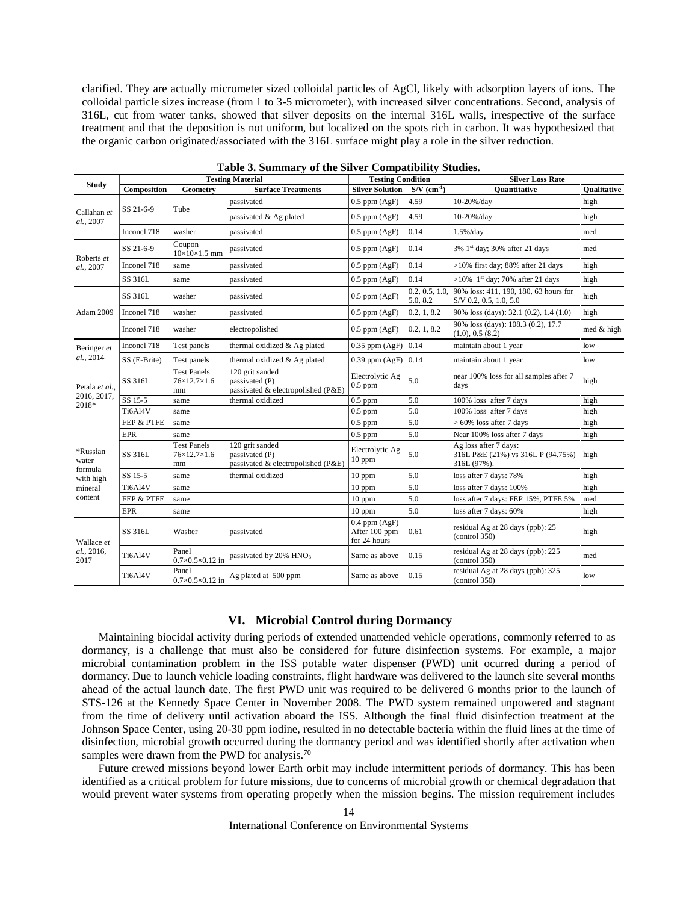clarified. They are actually micrometer sized colloidal particles of AgCl, likely with adsorption layers of ions. The colloidal particle sizes increase (from 1 to 3-5 micrometer), with increased silver concentrations. Second, analysis of 316L, cut from water tanks, showed that silver deposits on the internal 316L walls, irrespective of the surface treatment and that the deposition is not uniform, but localized on the spots rich in carbon. It was hypothesized that the organic carbon originated/associated with the 316L surface might play a role in the silver reduction.

**Table 3. Summary of the Silver Compatibility Studies.**

| Study | Testing Material | | | Testing Condition | | Silver Loss Rate | |
|---|---|---|---|---|---|---|---|
| | Composition | Geometry | Surface Treatments | Silver Solution | S/V ($cm^{-1}$) | Quantitative | Qualitative |
| Callahan *et al.*, 2007 | SS 21-6-9 | Tube | passivated | 0.5 ppm (AgF) | 4.59 | 10-20%/day | high |
| | SS 21-6-9 | Tube | passivated & Ag plated | 0.5 ppm (AgF) | 4.59 | 10-20%/day | high |
| | Inconel 718 | washer | passivated | 0.5 ppm (AgF) | 0.14 | 1.5%/day | med |
| Roberts *et al.*, 2007 | SS 21-6-9 | Coupon 10×10×1.5 mm | passivated | 0.5 ppm (AgF) | 0.14 | 3% 1st day; 30% after 21 days | med |
| | Inconel 718 | same | passivated | 0.5 ppm (AgF) | 0.14 | >10% first day; 88% after 21 days | high |
| | SS 316L | same | passivated | 0.5 ppm (AgF) | 0.14 | >10% 1st day; 70% after 21 days | high |
| Adam 2009 | SS 316L | washer | passivated | 0.5 ppm (AgF) | 0.2, 0.5, 1.0, 5.0, 8.2 | 90% loss: 411, 190, 180, 63 hours for S/V 0.2, 0.5, 1.0, 5.0 | high |
| | Inconel 718 | washer | passivated | 0.5 ppm (AgF) | 0.2, 1, 8.2 | 90% loss (days): 32.1 (0.2), 1.4 (1.0) | high |
| | Inconel 718 | washer | electropolished | 0.5 ppm (AgF) | 0.2, 1, 8.2 | 90% loss (days): 108.3 (0.2), 17.7 (1.0), 0.5 (8.2) | med & high |
| Beringer *et al.*, 2014 | Inconel 718 | Test panels | thermal oxidized & Ag plated | 0.35 ppm (AgF) | 0.14 | maintain about 1 year | low |
| | SS (E-Brite) | Test panels | thermal oxidized & Ag plated | 0.39 ppm (AgF) | 0.14 | maintain about 1 year | low |
| Petala *et al.*, 2016, 2017, 2018* | SS 316L | Test Panels 76×12.7×1.6 mm | 120 grit sanded passivated (P) passivated & electropolished (P&E) | Electrolytic Ag 0.5 ppm | 5.0 | near 100% loss for all samples after 7 days | high |
| | SS 15-5 | same | thermal oxidized | 0.5 ppm | 5.0 | 100% loss after 7 days | high |
| | Ti6Al4V | same | | 0.5 ppm | 5.0 | 100% loss after 7 days | high |
| | FEP & PTFE | same | | 0.5 ppm | 5.0 | > 60% loss after 7 days | high |
| | EPR | same | | 0.5 ppm | 5.0 | Near 100% loss after 7 days | high |
| *Russian water formula with high mineral content | SS 316L | Test Panels 76×12.7×1.6 mm | 120 grit sanded passivated (P) passivated & electropolished (P&E) | Electrolytic Ag 10 ppm | 5.0 | Ag loss after 7 days: 316L P&E (21%) vs 316L P (94.75%) 316L (97%). | high |
| | SS 15-5 | same | thermal oxidized | 10 ppm | 5.0 | loss after 7 days: 78% | high |
| | Ti6Al4V | same | | 10 ppm | 5.0 | loss after 7 days: 100% | high |
| | FEP & PTFE | same | | 10 ppm | 5.0 | loss after 7 days: FEP 15%, PTFE 5% | med |
| | EPR | same | | 10 ppm | 5.0 | loss after 7 days: 60% | high |
| Wallace *et al.*, 2016, 2017 | SS 316L | Washer | passivated | 0.4 ppm (AgF) After 100 ppm for 24 hours | 0.61 | residual Ag at 28 days (ppb): 25 (control 350) | high |
| | Ti6Al4V | Panel 0.7×0.5×0.12 in | passivated by 20% $HNO_3$ | Same as above | 0.15 | residual Ag at 28 days (ppb): 225 (control 350) | med |
| | Ti6Al4V | Panel 0.7×0.5×0.12 in | Ag plated at 500 ppm | Same as above | 0.15 | residual Ag at 28 days (ppb): 325 (control 350) | low |

## VI. Microbial Control during Dormancy

Maintaining biocidal activity during periods of extended unattended vehicle operations, commonly referred to as dormancy, is a challenge that must also be considered for future disinfection systems. For example, a major microbial contamination problem in the ISS potable water dispenser (PWD) unit ocurred during a period of dormancy. Due to launch vehicle loading constraints, flight hardware was delivered to the launch site several months ahead of the actual launch date. The first PWD unit was required to be delivered 6 months prior to the launch of STS-126 at the Kennedy Space Center in November 2008. The PWD system remained unpowered and stagnant from the time of delivery until activation aboard the ISS. Although the final fluid disinfection treatment at the Johnson Space Center, using 20-30 ppm iodine, resulted in no detectable bacteria within the fluid lines at the time of disinfection, microbial growth occurred during the dormancy period and was identified shortly after activation when samples were drawn from the PWD for analysis.[70]

Future crewed missions beyond lower Earth orbit may include intermittent periods of dormancy. This has been identified as a critical problem for future missions, due to concerns of microbial growth or chemical degradation that would prevent water systems from operating properly when the mission begins. The mission requirement includes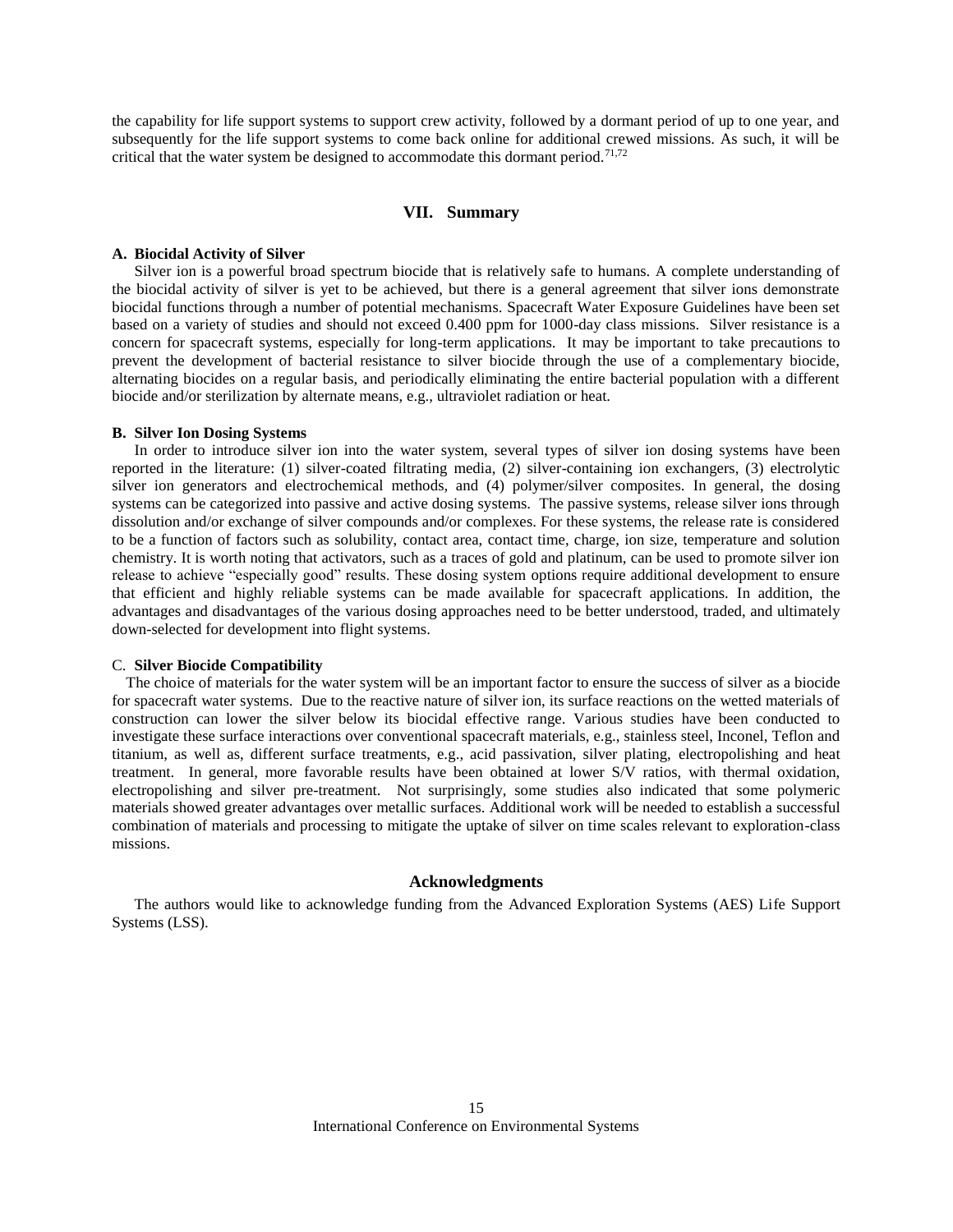the capability for life support systems to support crew activity, followed by a dormant period of up to one year, and subsequently for the life support systems to come back online for additional crewed missions. As such, it will be critical that the water system be designed to accommodate this dormant period.[71,72]

## VII. Summary

### A. Biocidal Activity of Silver

Silver ion is a powerful broad spectrum biocide that is relatively safe to humans. A complete understanding of the biocidal activity of silver is yet to be achieved, but there is a general agreement that silver ions demonstrate biocidal functions through a number of potential mechanisms. Spacecraft Water Exposure Guidelines have been set based on a variety of studies and should not exceed 0.400 ppm for 1000-day class missions. Silver resistance is a concern for spacecraft systems, especially for long-term applications. It may be important to take precautions to prevent the development of bacterial resistance to silver biocide through the use of a complementary biocide, alternating biocides on a regular basis, and periodically eliminating the entire bacterial population with a different biocide and/or sterilization by alternate means, e.g., ultraviolet radiation or heat.

### B. Silver Ion Dosing Systems

In order to introduce silver ion into the water system, several types of silver ion dosing systems have been reported in the literature: (1) silver-coated filtrating media, (2) silver-containing ion exchangers, (3) electrolytic silver ion generators and electrochemical methods, and (4) polymer/silver composites. In general, the dosing systems can be categorized into passive and active dosing systems. The passive systems, release silver ions through dissolution and/or exchange of silver compounds and/or complexes. For these systems, the release rate is considered to be a function of factors such as solubility, contact area, contact time, charge, ion size, temperature and solution chemistry. It is worth noting that activators, such as a traces of gold and platinum, can be used to promote silver ion release to achieve "especially good" results. These dosing system options require additional development to ensure that efficient and highly reliable systems can be made available for spacecraft applications. In addition, the advantages and disadvantages of the various dosing approaches need to be better understood, traded, and ultimately down-selected for development into flight systems.

### C. Silver Biocide Compatibility

The choice of materials for the water system will be an important factor to ensure the success of silver as a biocide for spacecraft water systems. Due to the reactive nature of silver ion, its surface reactions on the wetted materials of construction can lower the silver below its biocidal effective range. Various studies have been conducted to investigate these surface interactions over conventional spacecraft materials, e.g., stainless steel, Inconel, Teflon and titanium, as well as, different surface treatments, e.g., acid passivation, silver plating, electropolishing and heat treatment. In general, more favorable results have been obtained at lower S/V ratios, with thermal oxidation, electropolishing and silver pre-treatment. Not surprisingly, some studies also indicated that some polymeric materials showed greater advantages over metallic surfaces. Additional work will be needed to establish a successful combination of materials and processing to mitigate the uptake of silver on time scales relevant to exploration-class missions.

## Acknowledgments

The authors would like to acknowledge funding from the Advanced Exploration Systems (AES) Life Support Systems (LSS).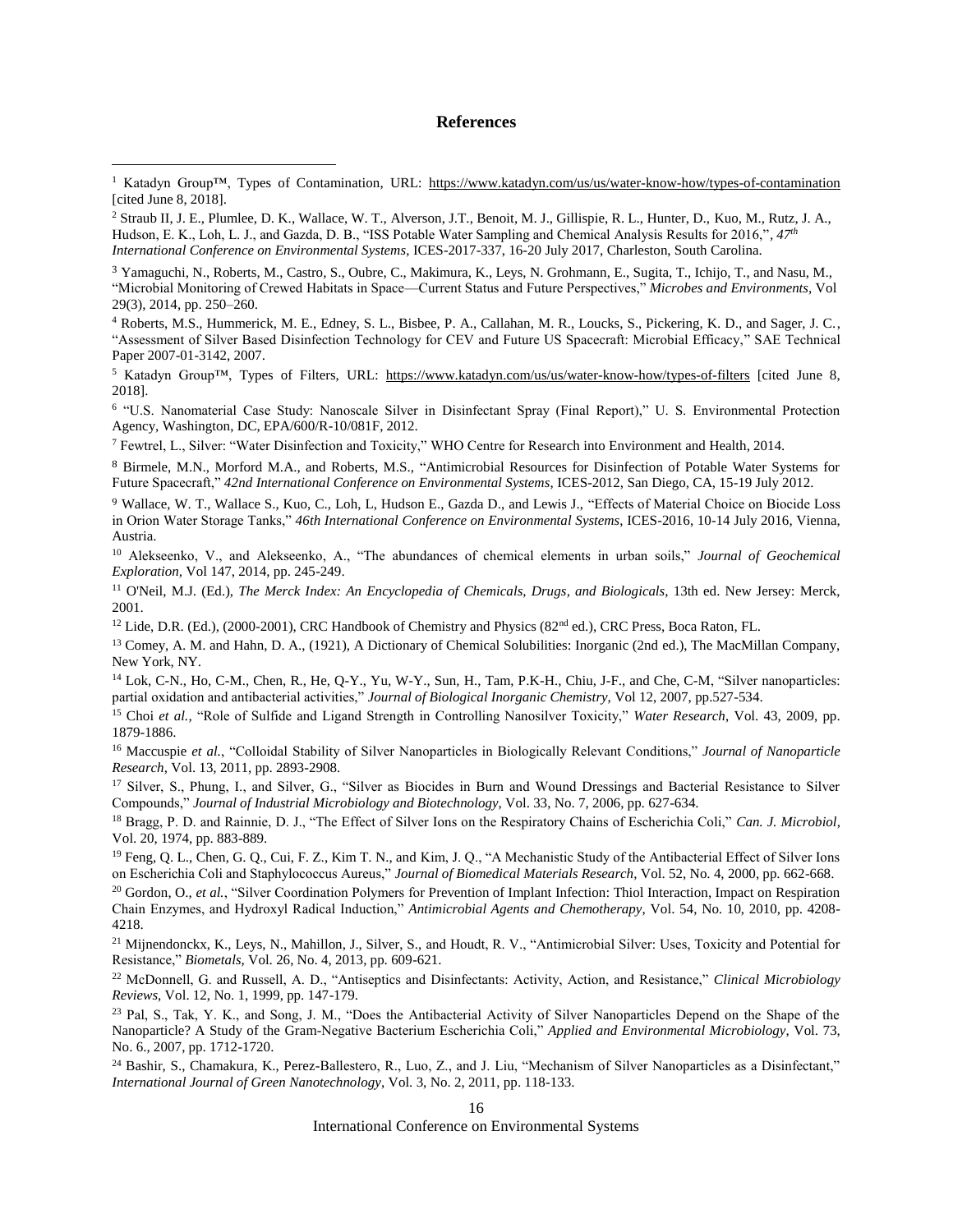## References

[1] Katadyn Group™, Types of Contamination, URL: https://www.katadyn.com/us/us/water-know-how/types-of-contamination [cited June 8, 2018].

[2] Straub II, J. E., Plumlee, D. K., Wallace, W. T., Alverson, J.T., Benoit, M. J., Gillispie, R. L., Hunter, D., Kuo, M., Rutz, J. A., Hudson, E. K., Loh, L. J., and Gazda, D. B., "ISS Potable Water Sampling and Chemical Analysis Results for 2016,", *47th International Conference on Environmental Systems*, ICES-2017-337, 16-20 July 2017, Charleston, South Carolina.

[3] Yamaguchi, N., Roberts, M., Castro, S., Oubre, C., Makimura, K., Leys, N. Grohmann, E., Sugita, T., Ichijo, T., and Nasu, M., "Microbial Monitoring of Crewed Habitats in Space—Current Status and Future Perspectives," *Microbes and Environments*, Vol 29(3), 2014, pp. 250–260.

[4] Roberts, M.S., Hummerick, M. E., Edney, S. L., Bisbee, P. A., Callahan, M. R., Loucks, S., Pickering, K. D., and Sager, J. C., "Assessment of Silver Based Disinfection Technology for CEV and Future US Spacecraft: Microbial Efficacy," SAE Technical Paper 2007-01-3142, 2007.

[5] Katadyn Group™, Types of Filters, URL: https://www.katadyn.com/us/us/water-know-how/types-of-filters [cited June 8, 2018].

[6] "U.S. Nanomaterial Case Study: Nanoscale Silver in Disinfectant Spray (Final Report)," U. S. Environmental Protection Agency, Washington, DC, EPA/600/R-10/081F, 2012.

[7] Fewtrel, L., Silver: "Water Disinfection and Toxicity," WHO Centre for Research into Environment and Health, 2014.

[8] Birmele, M.N., Morford M.A., and Roberts, M.S., "Antimicrobial Resources for Disinfection of Potable Water Systems for Future Spacecraft," *42nd International Conference on Environmental Systems*, ICES-2012, San Diego, CA, 15-19 July 2012.

[9] Wallace, W. T., Wallace S., Kuo, C., Loh, L, Hudson E., Gazda D., and Lewis J., "Effects of Material Choice on Biocide Loss in Orion Water Storage Tanks," *46th International Conference on Environmental Systems*, ICES-2016, 10-14 July 2016, Vienna, Austria.

[10] Alekseenko, V., and Alekseenko, A., "The abundances of chemical elements in urban soils," *Journal of Geochemical Exploration*, Vol 147, 2014, pp. 245-249.

[11] O'Neil, M.J. (Ed.), *The Merck Index: An Encyclopedia of Chemicals, Drugs, and Biologicals*, 13th ed. New Jersey: Merck, 2001.

[12] Lide, D.R. (Ed.), (2000-2001), CRC Handbook of Chemistry and Physics (82nd ed.), CRC Press, Boca Raton, FL.

[13] Comey, A. M. and Hahn, D. A., (1921), A Dictionary of Chemical Solubilities: Inorganic (2nd ed.), The MacMillan Company, New York, NY.

[14] Lok, C-N., Ho, C-M., Chen, R., He, Q-Y., Yu, W-Y., Sun, H., Tam, P.K-H., Chiu, J-F., and Che, C-M, "Silver nanoparticles: partial oxidation and antibacterial activities," *Journal of Biological Inorganic Chemistry*, Vol 12, 2007, pp.527-534.

[15] Choi *et al.*, "Role of Sulfide and Ligand Strength in Controlling Nanosilver Toxicity," *Water Research*, Vol. 43, 2009, pp. 1879-1886.

[16] Maccuspie *et al.*, "Colloidal Stability of Silver Nanoparticles in Biologically Relevant Conditions," *Journal of Nanoparticle Research*, Vol. 13, 2011, pp. 2893-2908.

[17] Silver, S., Phung, I., and Silver, G., "Silver as Biocides in Burn and Wound Dressings and Bacterial Resistance to Silver Compounds," *Journal of Industrial Microbiology and Biotechnology*, Vol. 33, No. 7, 2006, pp. 627-634.

[18] Bragg, P. D. and Rainnie, D. J., "The Effect of Silver Ions on the Respiratory Chains of Escherichia Coli," *Can. J. Microbiol*, Vol. 20, 1974, pp. 883-889.

[19] Feng, Q. L., Chen, G. Q., Cui, F. Z., Kim T. N., and Kim, J. Q., "A Mechanistic Study of the Antibacterial Effect of Silver Ions on Escherichia Coli and Staphylococcus Aureus," *Journal of Biomedical Materials Research*, Vol. 52, No. 4, 2000, pp. 662-668.

[20] Gordon, O., *et al.*, "Silver Coordination Polymers for Prevention of Implant Infection: Thiol Interaction, Impact on Respiration Chain Enzymes, and Hydroxyl Radical Induction," *Antimicrobial Agents and Chemotherapy*, Vol. 54, No. 10, 2010, pp. 4208-4218.

[21] Mijnendonckx, K., Leys, N., Mahillon, J., Silver, S., and Houdt, R. V., "Antimicrobial Silver: Uses, Toxicity and Potential for Resistance," *Biometals*, Vol. 26, No. 4, 2013, pp. 609-621.

[22] McDonnell, G. and Russell, A. D., "Antiseptics and Disinfectants: Activity, Action, and Resistance," *Clinical Microbiology Reviews*, Vol. 12, No. 1, 1999, pp. 147-179.

[23] Pal, S., Tak, Y. K., and Song, J. M., "Does the Antibacterial Activity of Silver Nanoparticles Depend on the Shape of the Nanoparticle? A Study of the Gram-Negative Bacterium Escherichia Coli," *Applied and Environmental Microbiology*, Vol. 73, No. 6., 2007, pp. 1712-1720.

[24] Bashir, S., Chamakura, K., Perez-Ballestero, R., Luo, Z., and J. Liu, "Mechanism of Silver Nanoparticles as a Disinfectant," *International Journal of Green Nanotechnology*, Vol. 3, No. 2, 2011, pp. 118-133.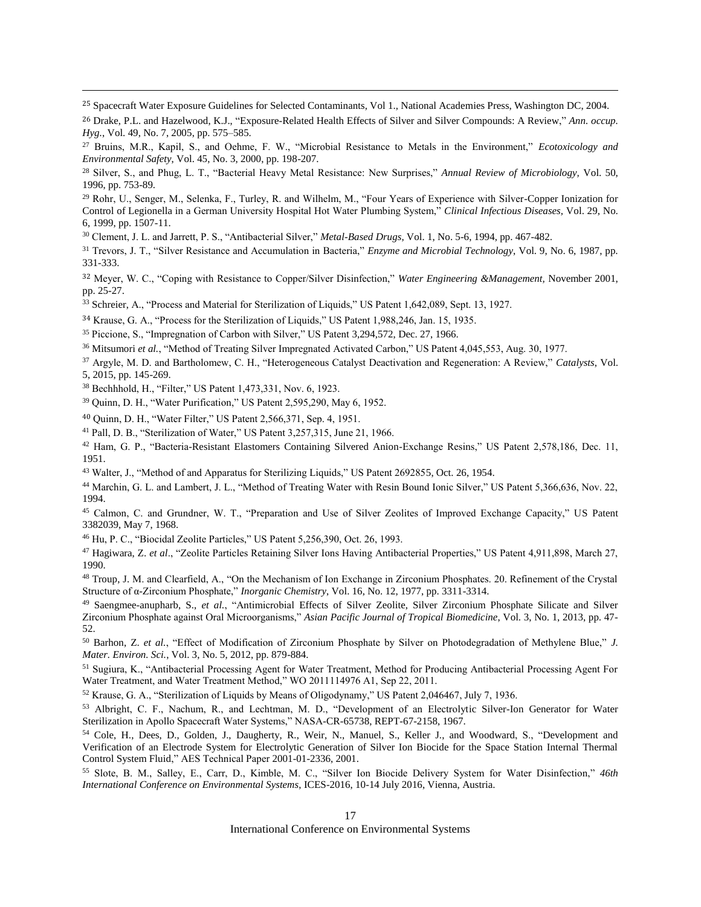[25] Spacecraft Water Exposure Guidelines for Selected Contaminants, Vol 1., National Academies Press, Washington DC, 2004.

[26] Drake, P.L. and Hazelwood, K.J., "Exposure-Related Health Effects of Silver and Silver Compounds: A Review," *Ann. occup. Hyg.*, Vol. 49, No. 7, 2005, pp. 575–585.

[27] Bruins, M.R., Kapil, S., and Oehme, F. W., "Microbial Resistance to Metals in the Environment," *Ecotoxicology and Environmental Safety*, Vol. 45, No. 3, 2000, pp. 198-207.

[28] Silver, S., and Phug, L. T., "Bacterial Heavy Metal Resistance: New Surprises," *Annual Review of Microbiology,* Vol. 50, 1996, pp. 753-89.

[29] Rohr, U., Senger, M., Selenka, F., Turley, R. and Wilhelm, M., "Four Years of Experience with Silver-Copper Ionization for Control of Legionella in a German University Hospital Hot Water Plumbing System," *Clinical Infectious Diseases,* Vol. 29, No. 6, 1999, pp. 1507-11.

[30] Clement, J. L. and Jarrett, P. S., "Antibacterial Silver," *Metal-Based Drugs,* Vol. 1, No. 5-6, 1994, pp. 467-482.

[31] Trevors, J. T., "Silver Resistance and Accumulation in Bacteria," *Enzyme and Microbial Technology*, Vol. 9, No. 6, 1987, pp. 331-333.

[32] Meyer, W. C., "Coping with Resistance to Copper/Silver Disinfection," *Water Engineering &Management,* November 2001, pp. 25-27.

[33] Schreier, A., "Process and Material for Sterilization of Liquids," US Patent 1,642,089, Sept. 13, 1927.

[34] Krause, G. A., "Process for the Sterilization of Liquids," US Patent 1,988,246, Jan. 15, 1935.

[35] Piccione, S., "Impregnation of Carbon with Silver," US Patent 3,294,572, Dec. 27, 1966.

[36] Mitsumori *et al.*, "Method of Treating Silver Impregnated Activated Carbon," US Patent 4,045,553, Aug. 30, 1977.

[37] Argyle, M. D. and Bartholomew, C. H., "Heterogeneous Catalyst Deactivation and Regeneration: A Review," *Catalysts*, Vol. 5, 2015, pp. 145-269.

[38] Bechhhold, H., "Filter," US Patent 1,473,331, Nov. 6, 1923.

[39] Quinn, D. H., "Water Purification," US Patent 2,595,290, May 6, 1952.

[40] Quinn, D. H., "Water Filter," US Patent 2,566,371, Sep. 4, 1951.

[41] Pall, D. B., "Sterilization of Water," US Patent 3,257,315, June 21, 1966.

[42] Ham, G. P., "Bacteria-Resistant Elastomers Containing Silvered Anion-Exchange Resins," US Patent 2,578,186, Dec. 11, 1951.

[43] Walter, J., "Method of and Apparatus for Sterilizing Liquids," US Patent 2692855, Oct. 26, 1954.

[44] Marchin, G. L. and Lambert, J. L., "Method of Treating Water with Resin Bound Ionic Silver," US Patent 5,366,636, Nov. 22, 1994.

[45] Calmon, C. and Grundner, W. T., "Preparation and Use of Silver Zeolites of Improved Exchange Capacity," US Patent 3382039, May 7, 1968.

[46] Hu, P. C., "Biocidal Zeolite Particles," US Patent 5,256,390, Oct. 26, 1993.

[47] Hagiwara, Z. *et al*., "Zeolite Particles Retaining Silver Ions Having Antibacterial Properties," US Patent 4,911,898, March 27, 1990.

[48] Troup, J. M. and Clearfield, A., "On the Mechanism of Ion Exchange in Zirconium Phosphates. 20. Refinement of the Crystal Structure of α-Zirconium Phosphate," *Inorganic Chemistry*, Vol. 16, No. 12, 1977, pp. 3311-3314.

[49] Saengmee-anupharb, S., *et al.*, "Antimicrobial Effects of Silver Zeolite, Silver Zirconium Phosphate Silicate and Silver Zirconium Phosphate against Oral Microorganisms," *Asian Pacific Journal of Tropical Biomedicine,* Vol. 3, No. 1, 2013, pp. 47-52.

[50] Barhon, Z. *et al.*, "Effect of Modification of Zirconium Phosphate by Silver on Photodegradation of Methylene Blue," *J. Mater. Environ. Sci.*, Vol. 3, No. 5, 2012, pp. 879-884.

[51] Sugiura, K., "Antibacterial Processing Agent for Water Treatment, Method for Producing Antibacterial Processing Agent For Water Treatment, and Water Treatment Method," WO 2011114976 A1, Sep 22, 2011.

[52] Krause, G. A., "Sterilization of Liquids by Means of Oligodynamy," US Patent 2,046467, July 7, 1936.

[53] Albright, C. F., Nachum, R., and Lechtman, M. D., "Development of an Electrolytic Silver-Ion Generator for Water Sterilization in Apollo Spacecraft Water Systems," NASA-CR-65738, REPT-67-2158, 1967.

[54] Cole, H., Dees, D., Golden, J., Daugherty, R., Weir, N., Manuel, S., Keller J., and Woodward, S., "Development and Verification of an Electrode System for Electrolytic Generation of Silver Ion Biocide for the Space Station Internal Thermal Control System Fluid," AES Technical Paper 2001-01-2336, 2001.

[55] Slote, B. M., Salley, E., Carr, D., Kimble, M. C., "Silver Ion Biocide Delivery System for Water Disinfection," *46th International Conference on Environmental Systems*, ICES-2016, 10-14 July 2016, Vienna, Austria.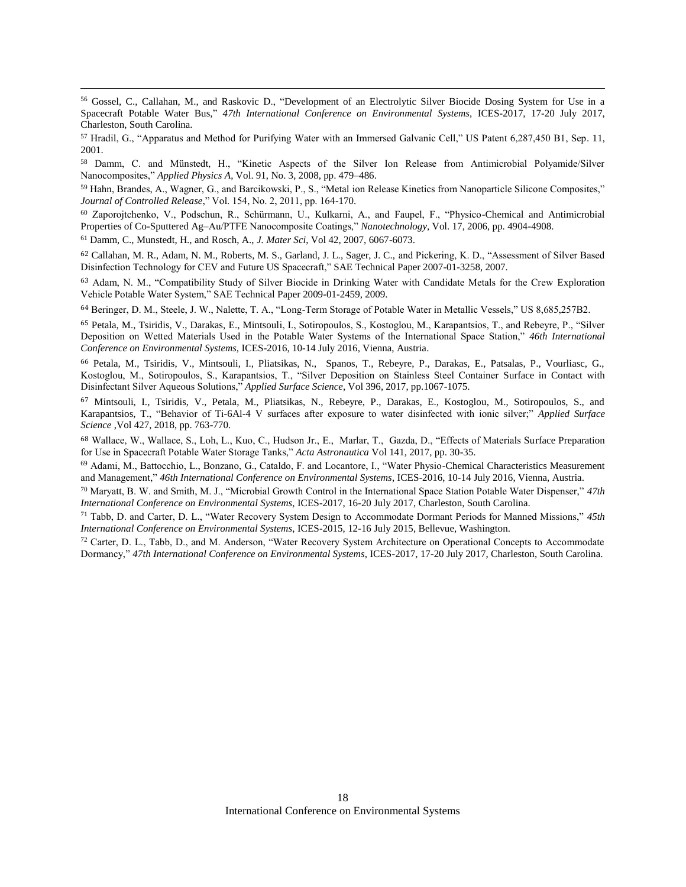[56] Gossel, C., Callahan, M., and Raskovic D., "Development of an Electrolytic Silver Biocide Dosing System for Use in a Spacecraft Potable Water Bus," *47th International Conference on Environmental Systems*, ICES-2017, 17-20 July 2017, Charleston, South Carolina.

[57] Hradil, G., "Apparatus and Method for Purifying Water with an Immersed Galvanic Cell," US Patent 6,287,450 B1, Sep. 11, 2001.

[58] Damm, C. and Münstedt, H., "Kinetic Aspects of the Silver Ion Release from Antimicrobial Polyamide/Silver Nanocomposites," *Applied Physics A*, Vol. 91, No. 3, 2008, pp. 479–486.

[59] Hahn, Brandes, A., Wagner, G., and Barcikowski, P., S., "Metal ion Release Kinetics from Nanoparticle Silicone Composites," *Journal of Controlled Release*," Vol. 154, No. 2, 2011, pp. 164-170.

[60] Zaporojtchenko, V., Podschun, R., Schürmann, U., Kulkarni, A., and Faupel, F., "Physico-Chemical and Antimicrobial Properties of Co-Sputtered Ag–Au/PTFE Nanocomposite Coatings," *Nanotechnology*, Vol. 17, 2006, pp. 4904-4908.

[61] Damm, C., Munstedt, H., and Rosch, A., *J. Mater Sci*, Vol 42, 2007, 6067-6073.

[62] Callahan, M. R., Adam, N. M., Roberts, M. S., Garland, J. L., Sager, J. C., and Pickering, K. D., "Assessment of Silver Based Disinfection Technology for CEV and Future US Spacecraft," SAE Technical Paper 2007-01-3258, 2007.

[63] Adam, N. M., "Compatibility Study of Silver Biocide in Drinking Water with Candidate Metals for the Crew Exploration Vehicle Potable Water System," SAE Technical Paper 2009-01-2459, 2009.

[64] Beringer, D. M., Steele, J. W., Nalette, T. A., "Long-Term Storage of Potable Water in Metallic Vessels," US 8,685,257B2.

[65] Petala, M., Tsiridis, V., Darakas, E., Mintsouli, I., Sotiropoulos, S., Kostoglou, M., Karapantsios, T., and Rebeyre, P., "Silver Deposition on Wetted Materials Used in the Potable Water Systems of the International Space Station," *46th International Conference on Environmental Systems*, ICES-2016, 10-14 July 2016, Vienna, Austria.

[66] Petala, M., Tsiridis, V., Mintsouli, I., Pliatsikas, N., Spanos, T., Rebeyre, P., Darakas, E., Patsalas, P., Vourliasc, G., Kostoglou, M., Sotiropoulos, S., Karapantsios, T., "Silver Deposition on Stainless Steel Container Surface in Contact with Disinfectant Silver Aqueous Solutions," *Applied Surface Science*, Vol 396, 2017, pp.1067-1075.

[67] Mintsouli, I., Tsiridis, V., Petala, M., Pliatsikas, N., Rebeyre, P., Darakas, E., Kostoglou, M., Sotiropoulos, S., and Karapantsios, T., "Behavior of Ti-6Al-4 V surfaces after exposure to water disinfected with ionic silver;" *Applied Surface Science* ,Vol 427, 2018, pp. 763-770.

[68] Wallace, W., Wallace, S., Loh, L., Kuo, C., Hudson Jr., E., Marlar, T., Gazda, D., "Effects of Materials Surface Preparation for Use in Spacecraft Potable Water Storage Tanks," *Acta Astronautica* Vol 141, 2017, pp. 30-35.

[69] Adami, M., Battocchio, L., Bonzano, G., Cataldo, F. and Locantore, I., "Water Physio-Chemical Characteristics Measurement and Management," *46th International Conference on Environmental Systems*, ICES-2016, 10-14 July 2016, Vienna, Austria.

[70] Maryatt, B. W. and Smith, M. J., "Microbial Growth Control in the International Space Station Potable Water Dispenser," *47th International Conference on Environmental Systems*, ICES-2017, 16-20 July 2017, Charleston, South Carolina.

[71] Tabb, D. and Carter, D. L., "Water Recovery System Design to Accommodate Dormant Periods for Manned Missions," *45th International Conference on Environmental Systems*, ICES-2015, 12-16 July 2015, Bellevue, Washington.

[72] Carter, D. L., Tabb, D., and M. Anderson, "Water Recovery System Architecture on Operational Concepts to Accommodate Dormancy," *47th International Conference on Environmental Systems*, ICES-2017, 17-20 July 2017, Charleston, South Carolina.